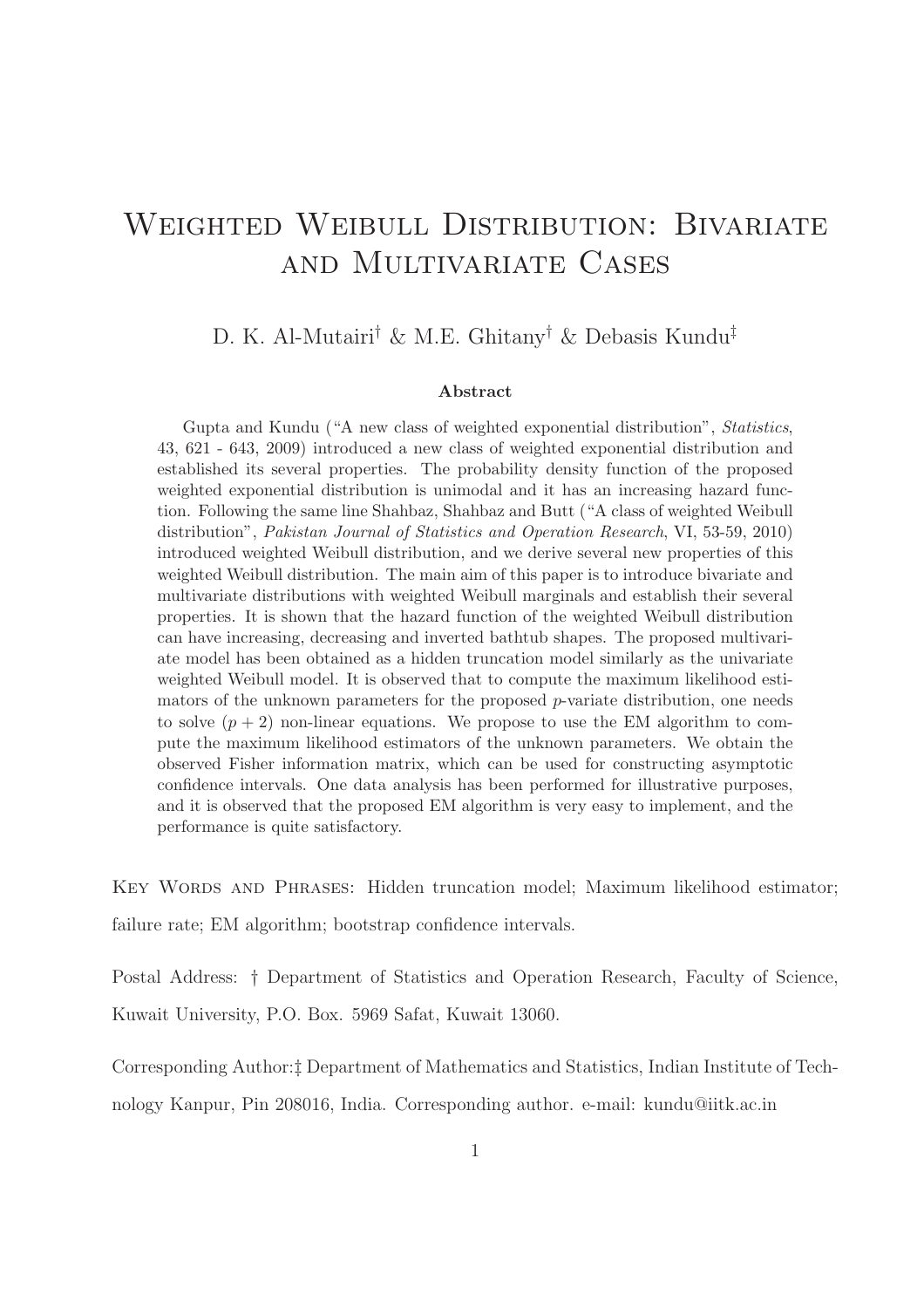# Weighted Weibull Distribution: Bivariate and Multivariate Cases

D. K. Al-Mutairi[†] & M.E. Ghitany[†] & Debasis Kundu[‡]

**Abstract**

Gupta and Kundu ("A new class of weighted exponential distribution", *Statistics*, 43, 621 - 643, 2009) introduced a new class of weighted exponential distribution and established its several properties. The probability density function of the proposed weighted exponential distribution is unimodal and it has an increasing hazard function. Following the same line Shahbaz, Shahbaz and Butt ("A class of weighted Weibull distribution", *Pakistan Journal of Statistics and Operation Research*, VI, 53-59, 2010) introduced weighted Weibull distribution, and we derive several new properties of this weighted Weibull distribution. The main aim of this paper is to introduce bivariate and multivariate distributions with weighted Weibull marginals and establish their several properties. It is shown that the hazard function of the weighted Weibull distribution can have increasing, decreasing and inverted bathtub shapes. The proposed multivariate model has been obtained as a hidden truncation model similarly as the univariate weighted Weibull model. It is observed that to compute the maximum likelihood estimators of the unknown parameters for the proposed $p$-variate distribution, one needs to solve $(p+2)$ non-linear equations. We propose to use the EM algorithm to compute the maximum likelihood estimators of the unknown parameters. We obtain the observed Fisher information matrix, which can be used for constructing asymptotic confidence intervals. One data analysis has been performed for illustrative purposes, and it is observed that the proposed EM algorithm is very easy to implement, and the performance is quite satisfactory.

Key Words and Phrases: Hidden truncation model; Maximum likelihood estimator; failure rate; EM algorithm; bootstrap confidence intervals.

Postal Address: † Department of Statistics and Operation Research, Faculty of Science, Kuwait University, P.O. Box. 5969 Safat, Kuwait 13060.

Corresponding Author:‡ Department of Mathematics and Statistics, Indian Institute of Technology Kanpur, Pin 208016, India. Corresponding author. e-mail: kundu@iitk.ac.in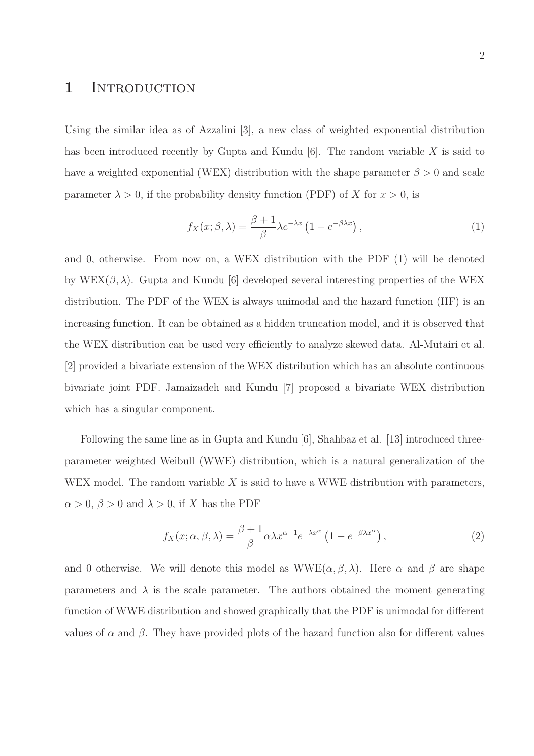# 1 Introduction

Using the similar idea as of Azzalini [3], a new class of weighted exponential distribution has been introduced recently by Gupta and Kundu [6]. The random variable $X$ is said to have a weighted exponential (WEX) distribution with the shape parameter $\beta > 0$ and scale parameter $\lambda > 0$, if the probability density function (PDF) of $X$ for $x > 0$, is

$$f_X(x; \beta, \lambda) = \frac{\beta + 1}{\beta} \lambda e^{-\lambda x} \left(1 - e^{-\beta \lambda x}\right), \tag{1}$$

and 0, otherwise. From now on, a WEX distribution with the PDF (1) will be denoted by WEX$(\beta, \lambda)$. Gupta and Kundu [6] developed several interesting properties of the WEX distribution. The PDF of the WEX is always unimodal and the hazard function (HF) is an increasing function. It can be obtained as a hidden truncation model, and it is observed that the WEX distribution can be used very efficiently to analyze skewed data. Al-Mutairi et al. [2] provided a bivariate extension of the WEX distribution which has an absolute continuous bivariate joint PDF. Jamaizadeh and Kundu [7] proposed a bivariate WEX distribution which has a singular component.

Following the same line as in Gupta and Kundu [6], Shahbaz et al. [13] introduced three-parameter weighted Weibull (WWE) distribution, which is a natural generalization of the WEX model. The random variable $X$ is said to have a WWE distribution with parameters, $\alpha > 0$, $\beta > 0$ and $\lambda > 0$, if $X$ has the PDF

$$f_X(x; \alpha, \beta, \lambda) = \frac{\beta + 1}{\beta} \alpha \lambda x^{\alpha - 1} e^{-\lambda x^{\alpha}} \left(1 - e^{-\beta \lambda x^{\alpha}}\right), \tag{2}$$

and 0 otherwise. We will denote this model as WWE$(\alpha, \beta, \lambda)$. Here $\alpha$ and $\beta$ are shape parameters and $\lambda$ is the scale parameter. The authors obtained the moment generating function of WWE distribution and showed graphically that the PDF is unimodal for different values of $\alpha$ and $\beta$. They have provided plots of the hazard function also for different values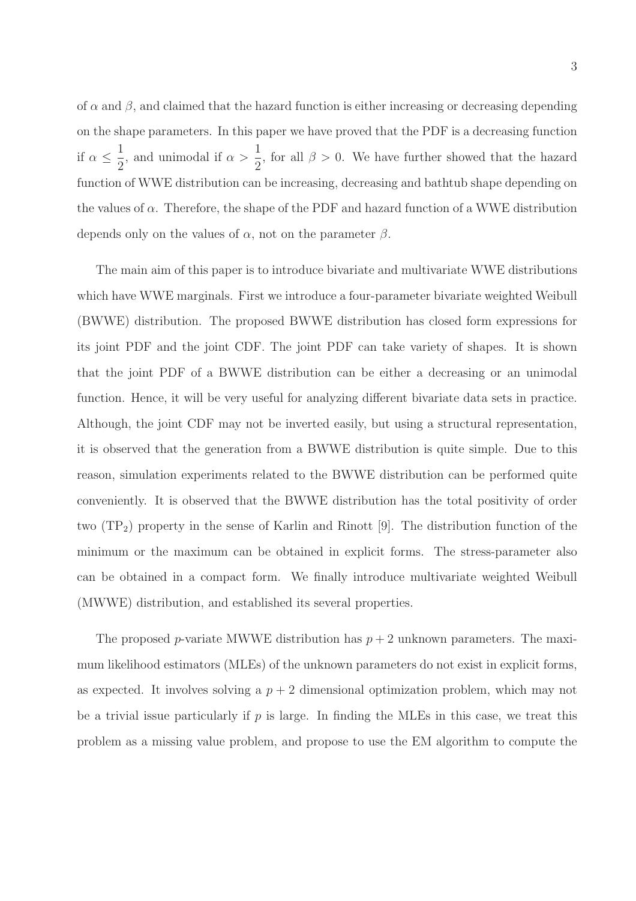of $\alpha$ and $\beta$, and claimed that the hazard function is either increasing or decreasing depending on the shape parameters. In this paper we have proved that the PDF is a decreasing function if $\alpha \leq \frac{1}{2}$, and unimodal if $\alpha > \frac{1}{2}$, for all $\beta > 0$. We have further showed that the hazard function of WWE distribution can be increasing, decreasing and bathtub shape depending on the values of $\alpha$. Therefore, the shape of the PDF and hazard function of a WWE distribution depends only on the values of $\alpha$, not on the parameter $\beta$.

The main aim of this paper is to introduce bivariate and multivariate WWE distributions which have WWE marginals. First we introduce a four-parameter bivariate weighted Weibull (BWWE) distribution. The proposed BWWE distribution has closed form expressions for its joint PDF and the joint CDF. The joint PDF can take variety of shapes. It is shown that the joint PDF of a BWWE distribution can be either a decreasing or an unimodal function. Hence, it will be very useful for analyzing different bivariate data sets in practice. Although, the joint CDF may not be inverted easily, but using a structural representation, it is observed that the generation from a BWWE distribution is quite simple. Due to this reason, simulation experiments related to the BWWE distribution can be performed quite conveniently. It is observed that the BWWE distribution has the total positivity of order two ($TP_2$) property in the sense of Karlin and Rinott [9]. The distribution function of the minimum or the maximum can be obtained in explicit forms. The stress-parameter also can be obtained in a compact form. We finally introduce multivariate weighted Weibull (MWWE) distribution, and established its several properties.

The proposed $p$-variate MWWE distribution has $p+2$ unknown parameters. The maximum likelihood estimators (MLEs) of the unknown parameters do not exist in explicit forms, as expected. It involves solving a $p+2$ dimensional optimization problem, which may not be a trivial issue particularly if $p$ is large. In finding the MLEs in this case, we treat this problem as a missing value problem, and propose to use the EM algorithm to compute the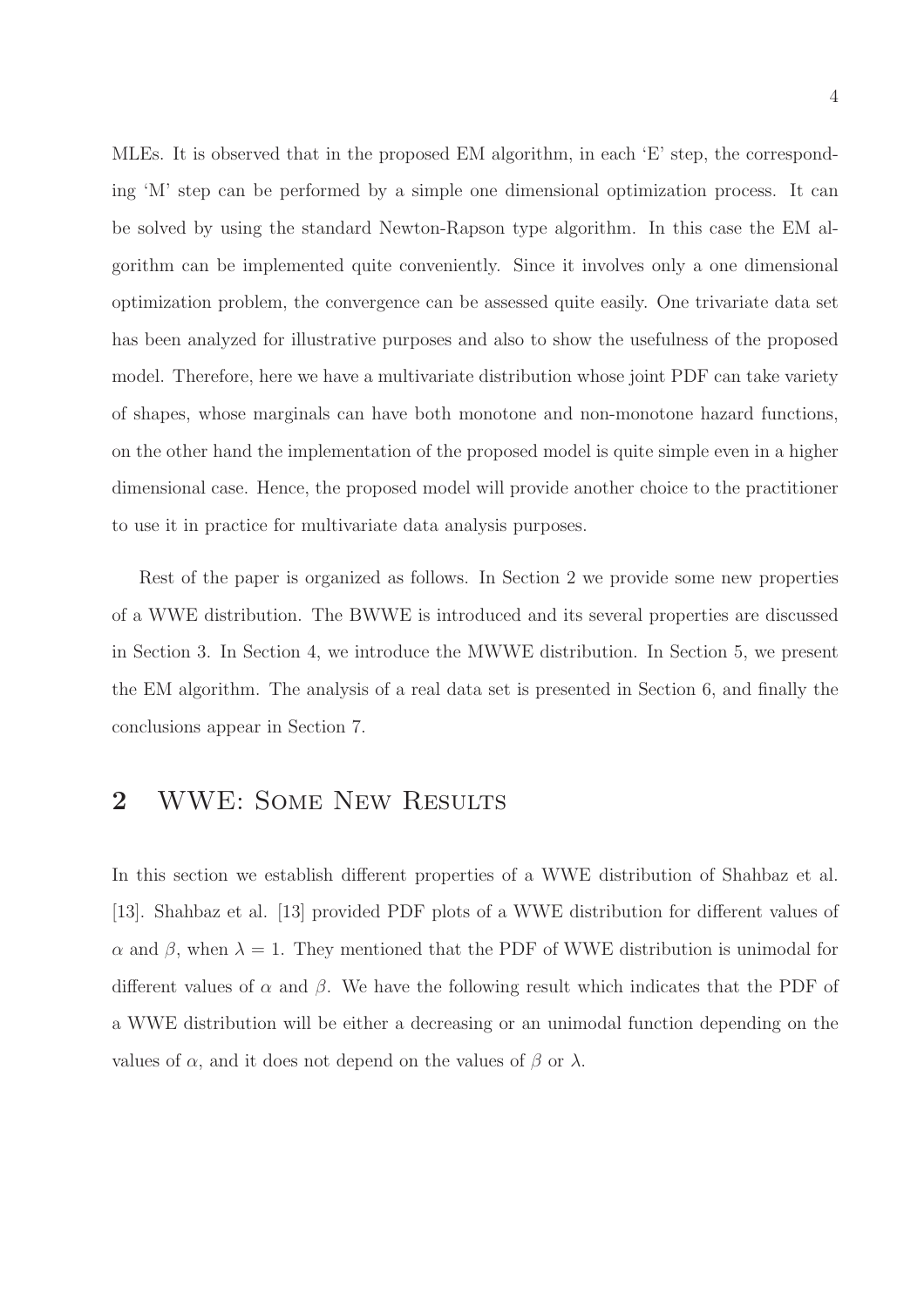MLEs. It is observed that in the proposed EM algorithm, in each 'E' step, the corresponding 'M' step can be performed by a simple one dimensional optimization process. It can be solved by using the standard Newton-Rapson type algorithm. In this case the EM algorithm can be implemented quite conveniently. Since it involves only a one dimensional optimization problem, the convergence can be assessed quite easily. One trivariate data set has been analyzed for illustrative purposes and also to show the usefulness of the proposed model. Therefore, here we have a multivariate distribution whose joint PDF can take variety of shapes, whose marginals can have both monotone and non-monotone hazard functions, on the other hand the implementation of the proposed model is quite simple even in a higher dimensional case. Hence, the proposed model will provide another choice to the practitioner to use it in practice for multivariate data analysis purposes.

Rest of the paper is organized as follows. In Section 2 we provide some new properties of a WWE distribution. The BWWE is introduced and its several properties are discussed in Section 3. In Section 4, we introduce the MWWE distribution. In Section 5, we present the EM algorithm. The analysis of a real data set is presented in Section 6, and finally the conclusions appear in Section 7.

## 2 WWE: Some New Results

In this section we establish different properties of a WWE distribution of Shahbaz et al. [13]. Shahbaz et al. [13] provided PDF plots of a WWE distribution for different values of $\alpha$ and $\beta$, when $\lambda = 1$. They mentioned that the PDF of WWE distribution is unimodal for different values of $\alpha$ and $\beta$. We have the following result which indicates that the PDF of a WWE distribution will be either a decreasing or an unimodal function depending on the values of $\alpha$, and it does not depend on the values of $\beta$ or $\lambda$.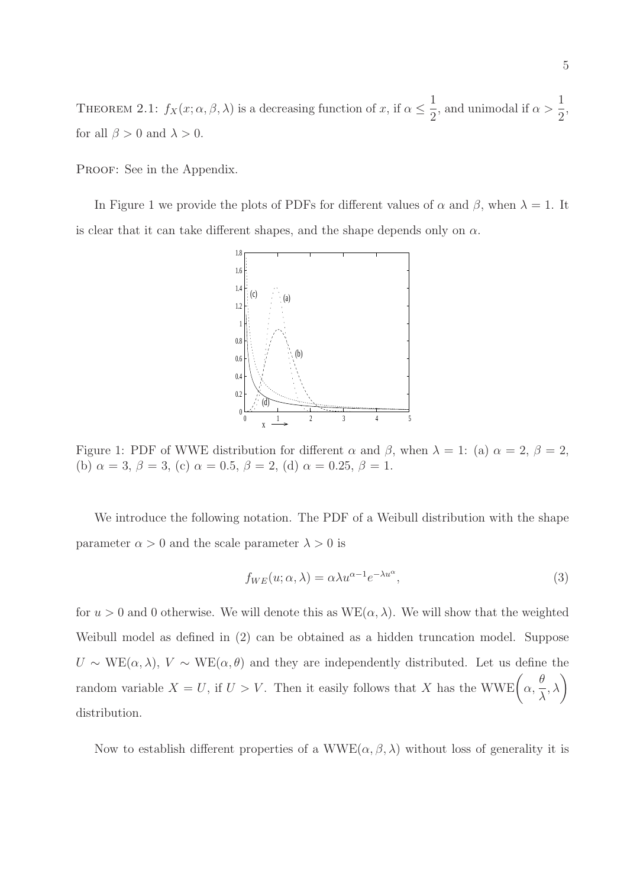THEOREM 2.1: $f_X(x; \alpha, \beta, \lambda)$ is a decreasing function of $x$, if $\alpha \leq \frac{1}{2}$, and unimodal if $\alpha > \frac{1}{2}$, for all $\beta > 0$ and $\lambda > 0$.

PROOF: See in the Appendix.

In Figure 1 we provide the plots of PDFs for different values of $\alpha$ and $\beta$, when $\lambda = 1$. It is clear that it can take different shapes, and the shape depends only on $\alpha$.

Figure 1: PDF of WWE distribution for different $\alpha$ and $\beta$, when $\lambda = 1$: (a) $\alpha = 2$, $\beta = 2$, (b) $\alpha = 3$, $\beta = 3$, (c) $\alpha = 0.5$, $\beta = 2$, (d) $\alpha = 0.25$, $\beta = 1$.

We introduce the following notation. The PDF of a Weibull distribution with the shape parameter $\alpha > 0$ and the scale parameter $\lambda > 0$ is

$$f_{WE}(u; \alpha, \lambda) = \alpha \lambda u^{\alpha - 1} e^{-\lambda u^{\alpha}}, \tag{3}$$

for $u > 0$ and 0 otherwise. We will denote this as $\text{WE}(\alpha, \lambda)$. We will show that the weighted Weibull model as defined in (2) can be obtained as a hidden truncation model. Suppose $U \sim \text{WE}(\alpha, \lambda)$, $V \sim \text{WE}(\alpha, \theta)$ and they are independently distributed. Let us define the random variable $X = U$, if $U > V$. Then it easily follows that $X$ has the $\text{WWE}\left(\alpha, \frac{\theta}{\lambda}, \lambda\right)$ distribution.

Now to establish different properties of a $\text{WWE}(\alpha, \beta, \lambda)$ without loss of generality it is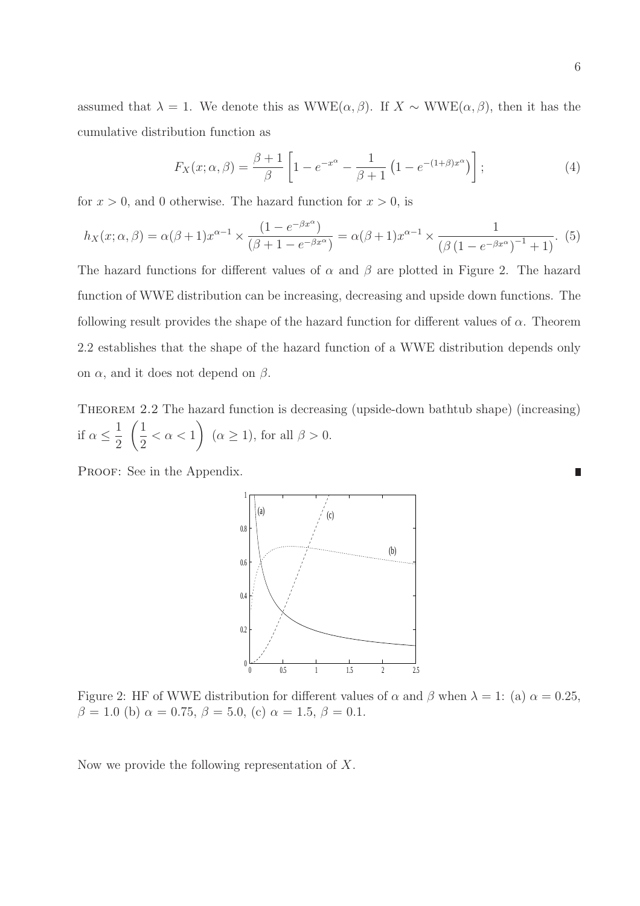assumed that $\lambda = 1$. We denote this as WWE$(\alpha, \beta)$. If $X \sim$ WWE$(\alpha, \beta)$, then it has the cumulative distribution function as

$$F_X(x; \alpha, \beta) = \frac{\beta + 1}{\beta}\left[1 - e^{-x^\alpha} - \frac{1}{\beta + 1}\left(1 - e^{-(1+\beta)x^\alpha}\right)\right]; \tag{4}$$

for $x > 0$, and 0 otherwise. The hazard function for $x > 0$, is

$$h_X(x; \alpha, \beta) = \alpha(\beta+1)x^{\alpha-1} \times \frac{\left(1 - e^{-\beta x^\alpha}\right)}{\left(\beta + 1 - e^{-\beta x^\alpha}\right)} = \alpha(\beta+1)x^{\alpha-1} \times \frac{1}{\left(\beta\left(1 - e^{-\beta x^\alpha}\right)^{-1} + 1\right)}. \tag{5}$$

The hazard functions for different values of $\alpha$ and $\beta$ are plotted in Figure 2. The hazard function of WWE distribution can be increasing, decreasing and upside down functions. The following result provides the shape of the hazard function for different values of $\alpha$. Theorem 2.2 establishes that the shape of the hazard function of a WWE distribution depends only on $\alpha$, and it does not depend on $\beta$.

Theorem 2.2 The hazard function is decreasing (upside-down bathtub shape) (increasing) if $\alpha \leq \frac{1}{2}$ $\left(\frac{1}{2} < \alpha < 1\right)$ $(\alpha \geq 1)$, for all $\beta > 0$.

Proof: See in the Appendix. ■

Figure 2: HF of WWE distribution for different values of $\alpha$ and $\beta$ when $\lambda = 1$: (a) $\alpha = 0.25$, $\beta = 1.0$ (b) $\alpha = 0.75$, $\beta = 5.0$, (c) $\alpha = 1.5$, $\beta = 0.1$.

Now we provide the following representation of $X$.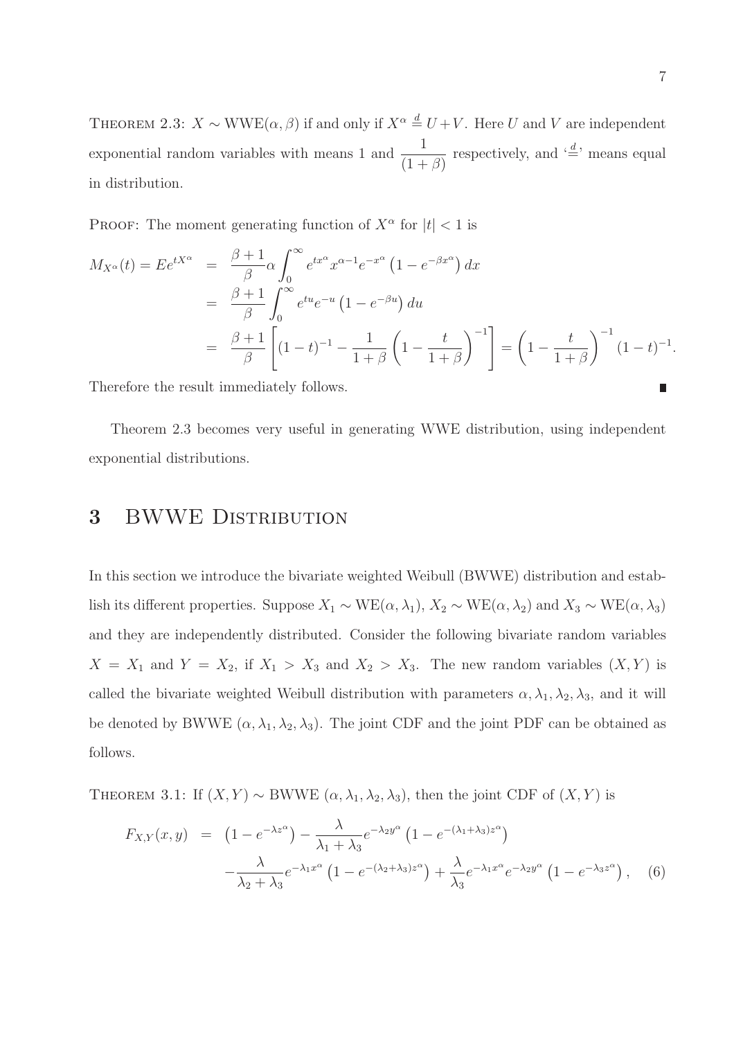THEOREM 2.3: $X \sim \text{WWE}(\alpha, \beta)$ if and only if $X^\alpha \stackrel{d}{=} U + V$. Here $U$ and $V$ are independent exponential random variables with means 1 and $\dfrac{1}{(1+\beta)}$ respectively, and '$\stackrel{d}{=}$' means equal in distribution.

PROOF: The moment generating function of $X^\alpha$ for $|t| < 1$ is

$$
\begin{aligned}
M_{X^\alpha}(t) = Ee^{tX^\alpha} &= \frac{\beta+1}{\beta}\alpha \int_0^\infty e^{tx^\alpha} x^{\alpha-1} e^{-x^\alpha}\left(1 - e^{-\beta x^\alpha}\right) dx \\
&= \frac{\beta+1}{\beta} \int_0^\infty e^{tu} e^{-u}\left(1 - e^{-\beta u}\right) du \\
&= \frac{\beta+1}{\beta}\left[(1-t)^{-1} - \frac{1}{1+\beta}\left(1 - \frac{t}{1+\beta}\right)^{-1}\right] = \left(1 - \frac{t}{1+\beta}\right)^{-1}(1-t)^{-1}.
\end{aligned}
$$

Therefore the result immediately follows. ∎

Theorem 2.3 becomes very useful in generating WWE distribution, using independent exponential distributions.

# 3 BWWE Distribution

In this section we introduce the bivariate weighted Weibull (BWWE) distribution and establish its different properties. Suppose $X_1 \sim \text{WE}(\alpha, \lambda_1)$, $X_2 \sim \text{WE}(\alpha, \lambda_2)$ and $X_3 \sim \text{WE}(\alpha, \lambda_3)$ and they are independently distributed. Consider the following bivariate random variables $X = X_1$ and $Y = X_2$, if $X_1 > X_3$ and $X_2 > X_3$. The new random variables $(X, Y)$ is called the bivariate weighted Weibull distribution with parameters $\alpha, \lambda_1, \lambda_2, \lambda_3$, and it will be denoted by BWWE $(\alpha, \lambda_1, \lambda_2, \lambda_3)$. The joint CDF and the joint PDF can be obtained as follows.

THEOREM 3.1: If $(X, Y) \sim$ BWWE $(\alpha, \lambda_1, \lambda_2, \lambda_3)$, then the joint CDF of $(X, Y)$ is

$$
\begin{aligned}
F_{X,Y}(x, y) &= \left(1 - e^{-\lambda z^\alpha}\right) - \frac{\lambda}{\lambda_1 + \lambda_3} e^{-\lambda_2 y^\alpha}\left(1 - e^{-(\lambda_1+\lambda_3)z^\alpha}\right) \\
&\quad - \frac{\lambda}{\lambda_2 + \lambda_3} e^{-\lambda_1 x^\alpha}\left(1 - e^{-(\lambda_2+\lambda_3)z^\alpha}\right) + \frac{\lambda}{\lambda_3} e^{-\lambda_1 x^\alpha} e^{-\lambda_2 y^\alpha}\left(1 - e^{-\lambda_3 z^\alpha}\right), \quad (6)
\end{aligned}
$$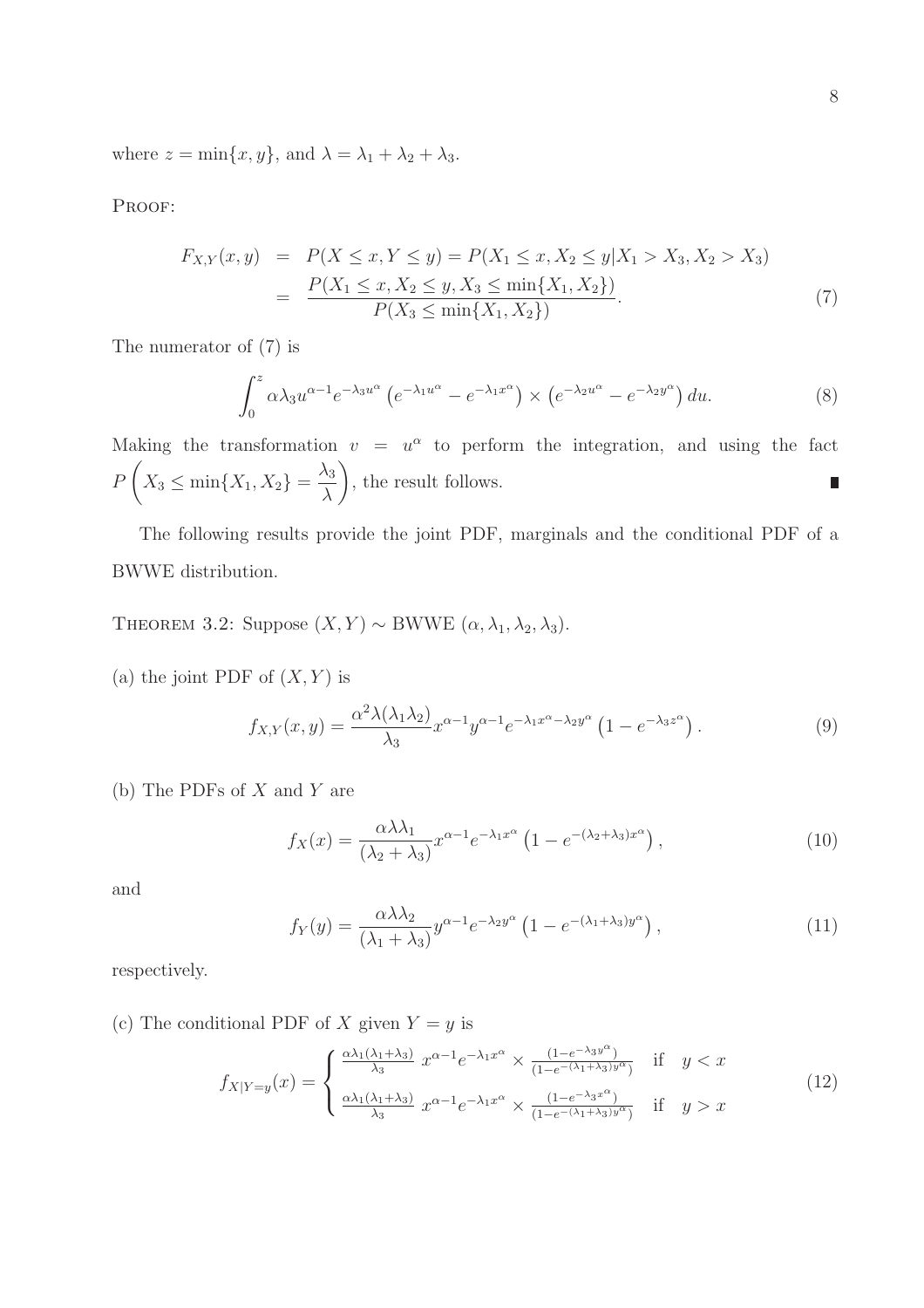where $z = \min\{x, y\}$, and $\lambda = \lambda_1 + \lambda_2 + \lambda_3$.

PROOF:

$$
\begin{aligned}
F_{X,Y}(x,y) &= P(X \le x, Y \le y) = P(X_1 \le x, X_2 \le y | X_1 > X_3, X_2 > X_3) \\
&= \frac{P(X_1 \le x, X_2 \le y, X_3 \le \min\{X_1, X_2\})}{P(X_3 \le \min\{X_1, X_2\})}.
\end{aligned} \tag{7}
$$

The numerator of (7) is

$$
\int_0^z \alpha \lambda_3 u^{\alpha-1} e^{-\lambda_3 u^\alpha} \left(e^{-\lambda_1 u^\alpha} - e^{-\lambda_1 x^\alpha}\right) \times \left(e^{-\lambda_2 u^\alpha} - e^{-\lambda_2 y^\alpha}\right) du. \tag{8}
$$

Making the transformation $v = u^\alpha$ to perform the integration, and using the fact $P\left(X_3 \le \min\{X_1, X_2\} = \dfrac{\lambda_3}{\lambda}\right)$, the result follows. ∎

The following results provide the joint PDF, marginals and the conditional PDF of a BWWE distribution.

THEOREM 3.2: Suppose $(X, Y) \sim$ BWWE $(\alpha, \lambda_1, \lambda_2, \lambda_3)$.

(a) the joint PDF of $(X, Y)$ is

$$
f_{X,Y}(x,y) = \frac{\alpha^2 \lambda(\lambda_1 \lambda_2)}{\lambda_3} x^{\alpha-1} y^{\alpha-1} e^{-\lambda_1 x^\alpha - \lambda_2 y^\alpha} \left(1 - e^{-\lambda_3 z^\alpha}\right). \tag{9}
$$

(b) The PDFs of $X$ and $Y$ are

$$
f_X(x) = \frac{\alpha \lambda \lambda_1}{(\lambda_2 + \lambda_3)} x^{\alpha-1} e^{-\lambda_1 x^\alpha} \left(1 - e^{-(\lambda_2+\lambda_3)x^\alpha}\right), \tag{10}
$$

and

$$
f_Y(y) = \frac{\alpha \lambda \lambda_2}{(\lambda_1 + \lambda_3)} y^{\alpha-1} e^{-\lambda_2 y^\alpha} \left(1 - e^{-(\lambda_1+\lambda_3)y^\alpha}\right), \tag{11}
$$

respectively.

(c) The conditional PDF of $X$ given $Y = y$ is

$$
f_{X|Y=y}(x) = \begin{cases} \frac{\alpha \lambda_1 (\lambda_1 + \lambda_3)}{\lambda_3} \; x^{\alpha-1} e^{-\lambda_1 x^\alpha} \times \frac{(1 - e^{-\lambda_3 y^\alpha})}{(1 - e^{-(\lambda_1+\lambda_3)y^\alpha})} & \text{if} \quad y < x \\ \frac{\alpha \lambda_1 (\lambda_1 + \lambda_3)}{\lambda_3} \; x^{\alpha-1} e^{-\lambda_1 x^\alpha} \times \frac{(1 - e^{-\lambda_3 x^\alpha})}{(1 - e^{-(\lambda_1+\lambda_3)y^\alpha})} & \text{if} \quad y > x \end{cases} \tag{12}
$$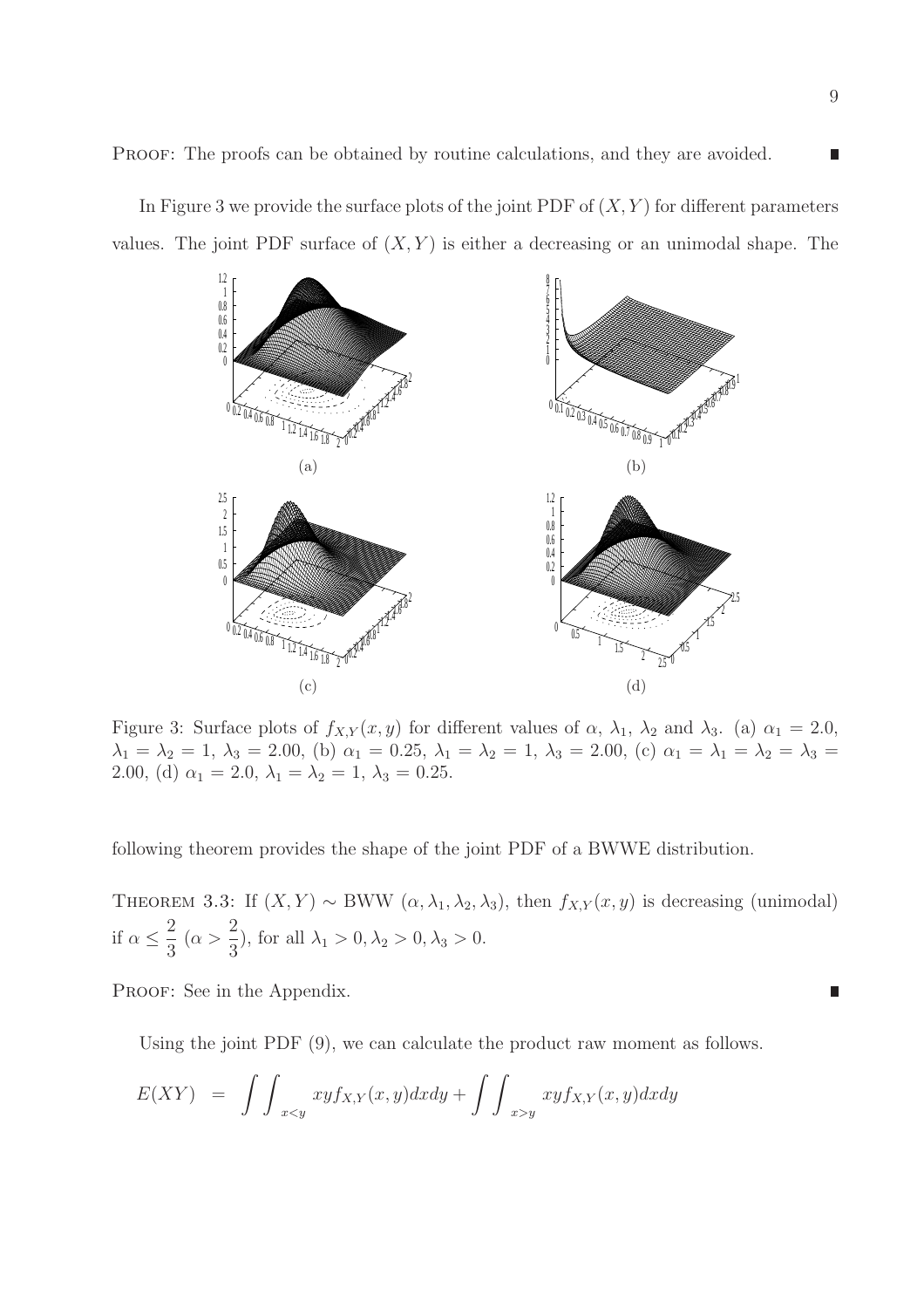PROOF: The proofs can be obtained by routine calculations, and they are avoided. ∎

In Figure 3 we provide the surface plots of the joint PDF of $(X, Y)$ for different parameters values. The joint PDF surface of $(X, Y)$ is either a decreasing or an unimodal shape. The following theorem provides the shape of the joint PDF of a BWWE distribution.

Figure 3: Surface plots of $f_{X,Y}(x, y)$ for different values of $\alpha$, $\lambda_1$, $\lambda_2$ and $\lambda_3$. (a) $\alpha_1 = 2.0$, $\lambda_1 = \lambda_2 = 1$, $\lambda_3 = 2.00$, (b) $\alpha_1 = 0.25$, $\lambda_1 = \lambda_2 = 1$, $\lambda_3 = 2.00$, (c) $\alpha_1 = \lambda_1 = \lambda_2 = \lambda_3 = 2.00$, (d) $\alpha_1 = 2.0$, $\lambda_1 = \lambda_2 = 1$, $\lambda_3 = 0.25$.

THEOREM 3.3: If $(X, Y) \sim$ BWW $(\alpha, \lambda_1, \lambda_2, \lambda_3)$, then $f_{X,Y}(x, y)$ is decreasing (unimodal) if $\alpha \leq \dfrac{2}{3}$ $(\alpha > \dfrac{2}{3})$, for all $\lambda_1 > 0, \lambda_2 > 0, \lambda_3 > 0$.

PROOF: See in the Appendix. ∎

Using the joint PDF (9), we can calculate the product raw moment as follows.

$$E(XY) = \int\int_{x<y} xy f_{X,Y}(x, y)dxdy + \int\int_{x>y} xy f_{X,Y}(x, y)dxdy$$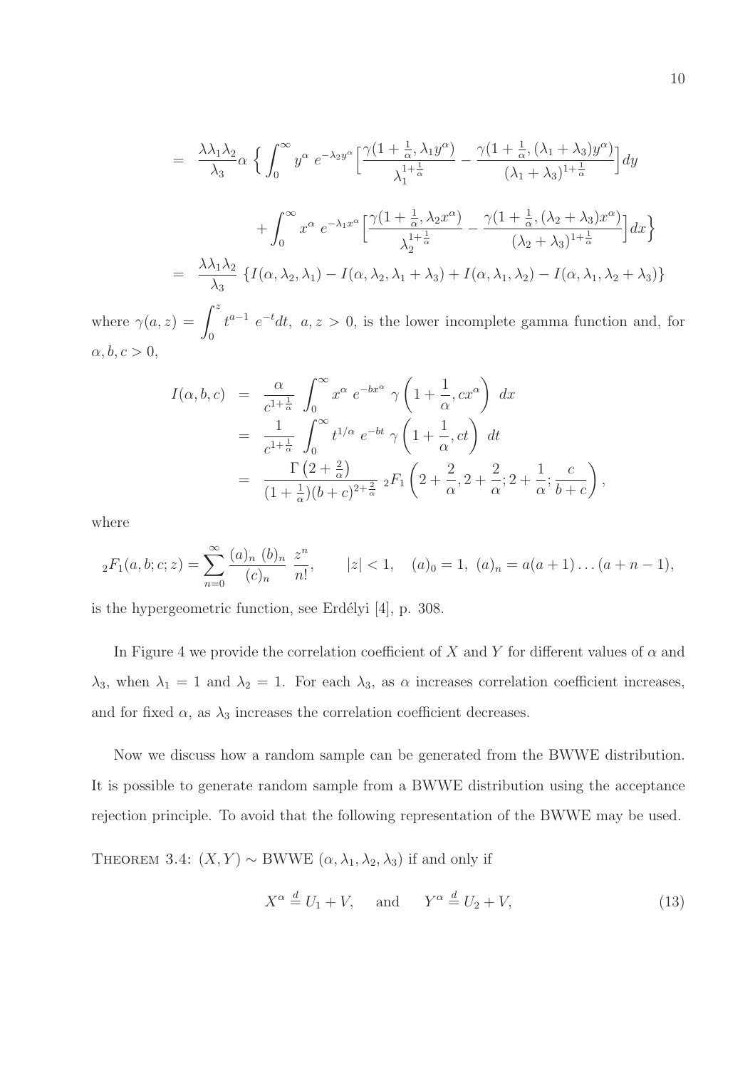$$
\begin{aligned}
&= \frac{\lambda\lambda_1\lambda_2}{\lambda_3}\alpha \Big\{ \int_0^\infty y^\alpha \, e^{-\lambda_2 y^\alpha} \Big[ \frac{\gamma(1+\frac{1}{\alpha}, \lambda_1 y^\alpha)}{\lambda_1^{1+\frac{1}{\alpha}}} - \frac{\gamma(1+\frac{1}{\alpha}, (\lambda_1+\lambda_3)y^\alpha)}{(\lambda_1+\lambda_3)^{1+\frac{1}{\alpha}}} \Big] dy \\
&\qquad + \int_0^\infty x^\alpha \, e^{-\lambda_1 x^\alpha} \Big[ \frac{\gamma(1+\frac{1}{\alpha}, \lambda_2 x^\alpha)}{\lambda_2^{1+\frac{1}{\alpha}}} - \frac{\gamma(1+\frac{1}{\alpha}, (\lambda_2+\lambda_3)x^\alpha)}{(\lambda_2+\lambda_3)^{1+\frac{1}{\alpha}}} \Big] dx \Big\} \\
&= \frac{\lambda\lambda_1\lambda_2}{\lambda_3} \left\{ I(\alpha, \lambda_2, \lambda_1) - I(\alpha, \lambda_2, \lambda_1+\lambda_3) + I(\alpha, \lambda_1, \lambda_2) - I(\alpha, \lambda_1, \lambda_2+\lambda_3) \right\}
\end{aligned}
$$

where $\gamma(a, z) = \int_0^z t^{a-1} \, e^{-t} dt, \;\; a, z > 0$, is the lower incomplete gamma function and, for $\alpha, b, c > 0$,

$$
\begin{aligned}
I(\alpha, b, c) &= \frac{\alpha}{c^{1+\frac{1}{\alpha}}} \int_0^\infty x^\alpha \, e^{-bx^\alpha} \, \gamma\left(1+\frac{1}{\alpha}, cx^\alpha\right) \, dx \\
&= \frac{1}{c^{1+\frac{1}{\alpha}}} \int_0^\infty t^{1/\alpha} \, e^{-bt} \, \gamma\left(1+\frac{1}{\alpha}, ct\right) \, dt \\
&= \frac{\Gamma\left(2+\frac{2}{\alpha}\right)}{(1+\frac{1}{\alpha})(b+c)^{2+\frac{2}{\alpha}}} \; {}_2F_1\left(2+\frac{2}{\alpha}, 2+\frac{2}{\alpha}; 2+\frac{1}{\alpha}; \frac{c}{b+c}\right),
\end{aligned}
$$

where

$$
{}_2F_1(a, b; c; z) = \sum_{n=0}^\infty \frac{(a)_n \, (b)_n}{(c)_n} \, \frac{z^n}{n!}, \qquad |z| < 1, \quad (a)_0 = 1, \; (a)_n = a(a+1)\ldots(a+n-1),
$$

is the hypergeometric function, see Erdélyi [4], p. 308.

In Figure 4 we provide the correlation coefficient of $X$ and $Y$ for different values of $\alpha$ and $\lambda_3$, when $\lambda_1 = 1$ and $\lambda_2 = 1$. For each $\lambda_3$, as $\alpha$ increases correlation coefficient increases, and for fixed $\alpha$, as $\lambda_3$ increases the correlation coefficient decreases.

Now we discuss how a random sample can be generated from the BWWE distribution. It is possible to generate random sample from a BWWE distribution using the acceptance rejection principle. To avoid that the following representation of the BWWE may be used.

THEOREM 3.4: $(X, Y) \sim$ BWWE $(\alpha, \lambda_1, \lambda_2, \lambda_3)$ if and only if

$$
X^\alpha \stackrel{d}{=} U_1 + V, \quad \text{ and } \quad Y^\alpha \stackrel{d}{=} U_2 + V, \tag{13}
$$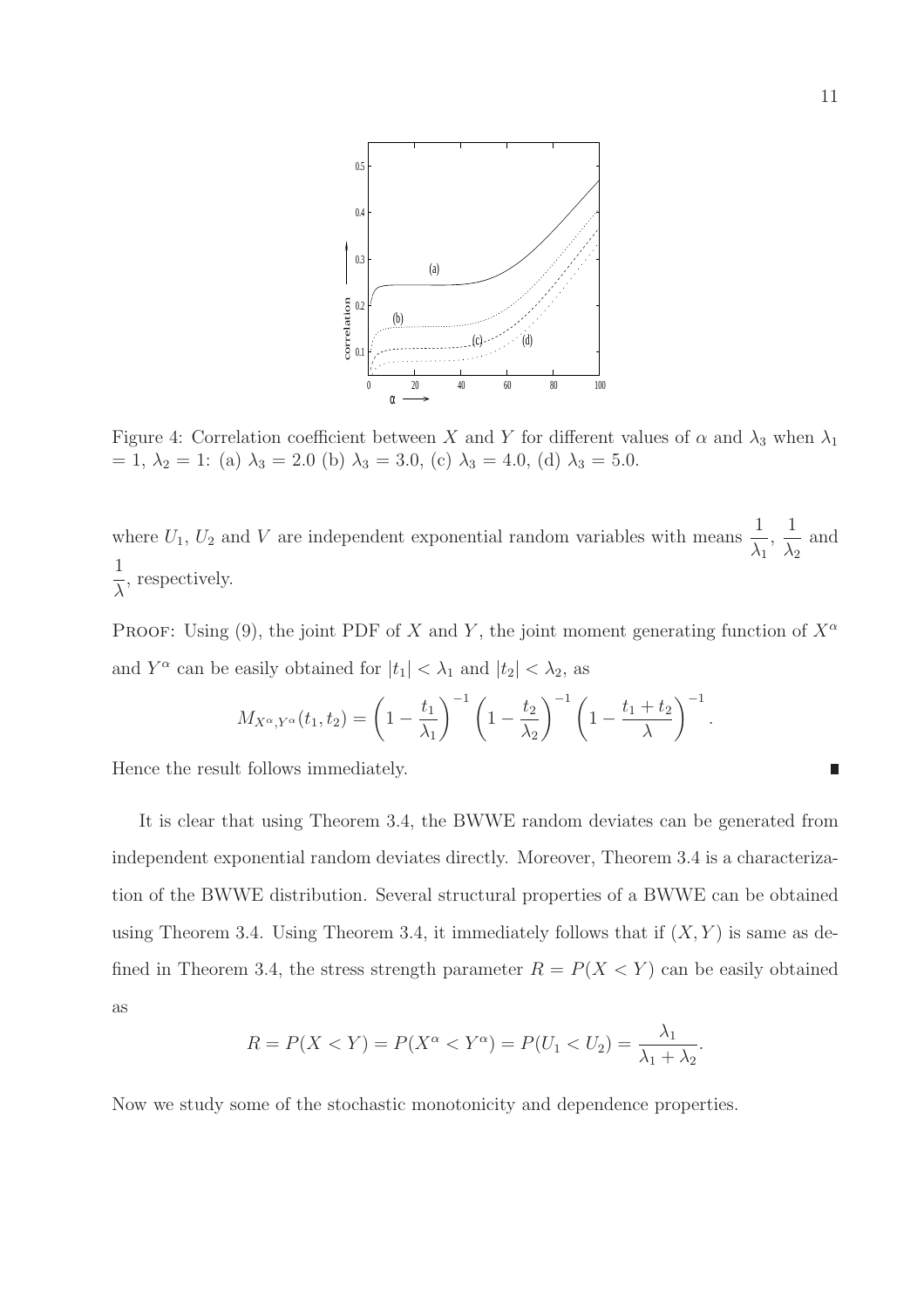Figure 4: Correlation coefficient between $X$ and $Y$ for different values of $\alpha$ and $\lambda_3$ when $\lambda_1 = 1$, $\lambda_2 = 1$: (a) $\lambda_3 = 2.0$ (b) $\lambda_3 = 3.0$, (c) $\lambda_3 = 4.0$, (d) $\lambda_3 = 5.0$.

where $U_1$, $U_2$ and $V$ are independent exponential random variables with means $\dfrac{1}{\lambda_1}$, $\dfrac{1}{\lambda_2}$ and $\dfrac{1}{\lambda}$, respectively.

PROOF: Using (9), the joint PDF of $X$ and $Y$, the joint moment generating function of $X^\alpha$ and $Y^\alpha$ can be easily obtained for $|t_1| < \lambda_1$ and $|t_2| < \lambda_2$, as

$$M_{X^\alpha, Y^\alpha}(t_1, t_2) = \left(1 - \frac{t_1}{\lambda_1}\right)^{-1} \left(1 - \frac{t_2}{\lambda_2}\right)^{-1} \left(1 - \frac{t_1 + t_2}{\lambda}\right)^{-1}.$$

Hence the result follows immediately. ∎

It is clear that using Theorem 3.4, the BWWE random deviates can be generated from independent exponential random deviates directly. Moreover, Theorem 3.4 is a characterization of the BWWE distribution. Several structural properties of a BWWE can be obtained using Theorem 3.4. Using Theorem 3.4, it immediately follows that if $(X, Y)$ is same as defined in Theorem 3.4, the stress strength parameter $R = P(X < Y)$ can be easily obtained as

$$R = P(X < Y) = P(X^\alpha < Y^\alpha) = P(U_1 < U_2) = \frac{\lambda_1}{\lambda_1 + \lambda_2}.$$

Now we study some of the stochastic monotonicity and dependence properties.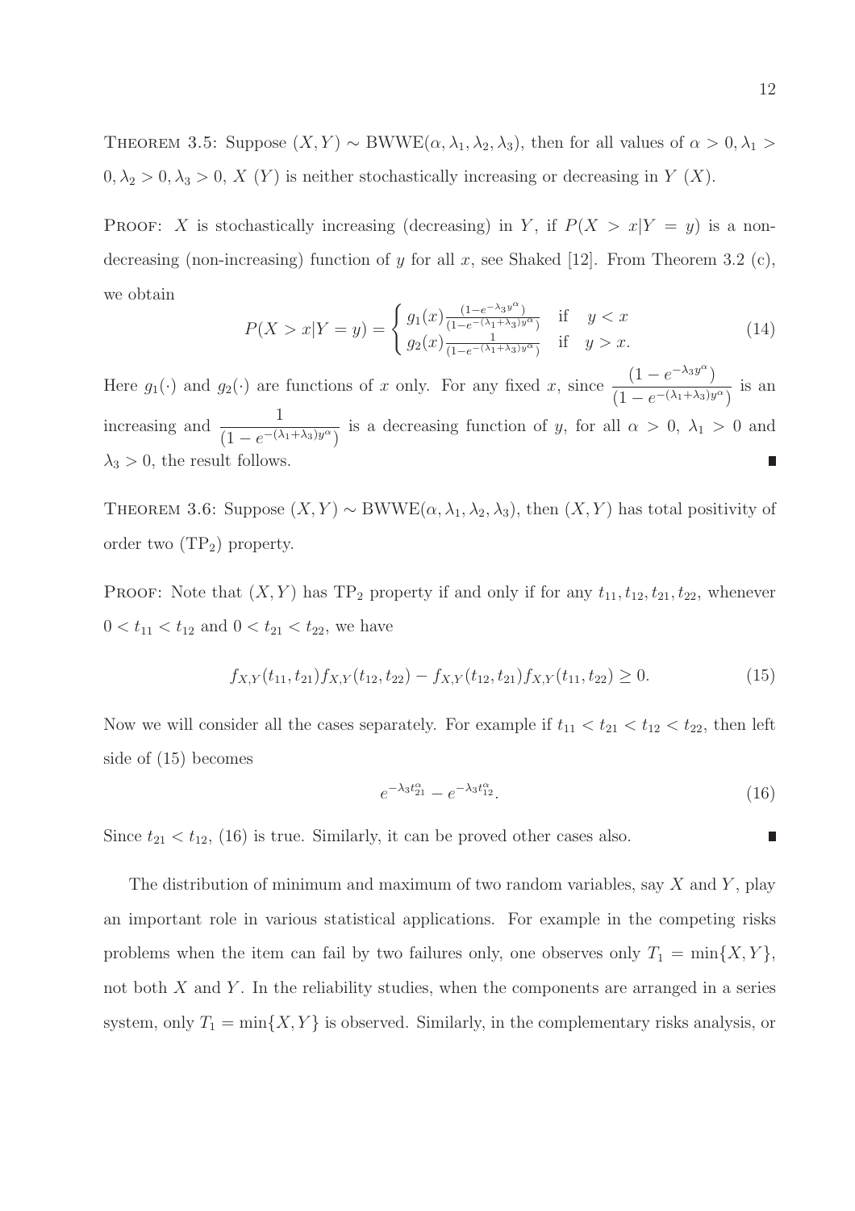THEOREM 3.5: Suppose $(X, Y) \sim \text{BWWE}(\alpha, \lambda_1, \lambda_2, \lambda_3)$, then for all values of $\alpha > 0, \lambda_1 > 0, \lambda_2 > 0, \lambda_3 > 0$, $X$ $(Y)$ is neither stochastically increasing or decreasing in $Y$ $(X)$.

PROOF: $X$ is stochastically increasing (decreasing) in $Y$, if $P(X > x|Y = y)$ is a non-decreasing (non-increasing) function of $y$ for all $x$, see Shaked [12]. From Theorem 3.2 (c), we obtain

$$P(X > x|Y = y) = \begin{cases} g_1(x) \frac{(1-e^{-\lambda_3 y^\alpha})}{(1-e^{-(\lambda_1+\lambda_3)y^\alpha})} & \text{if} \quad y < x \\ g_2(x) \frac{1}{(1-e^{-(\lambda_1+\lambda_3)y^\alpha})} & \text{if} \quad y > x. \end{cases} \tag{14}$$

Here $g_1(\cdot)$ and $g_2(\cdot)$ are functions of $x$ only. For any fixed $x$, since $\dfrac{(1 - e^{-\lambda_3 y^\alpha})}{(1 - e^{-(\lambda_1+\lambda_3)y^\alpha})}$ is an increasing and $\dfrac{1}{(1 - e^{-(\lambda_1+\lambda_3)y^\alpha})}$ is a decreasing function of $y$, for all $\alpha > 0$, $\lambda_1 > 0$ and $\lambda_3 > 0$, the result follows. ∎

THEOREM 3.6: Suppose $(X, Y) \sim \text{BWWE}(\alpha, \lambda_1, \lambda_2, \lambda_3)$, then $(X, Y)$ has total positivity of order two ($\text{TP}_2$) property.

PROOF: Note that $(X, Y)$ has $\text{TP}_2$ property if and only if for any $t_{11}, t_{12}, t_{21}, t_{22}$, whenever $0 < t_{11} < t_{12}$ and $0 < t_{21} < t_{22}$, we have

$$f_{X,Y}(t_{11}, t_{21}) f_{X,Y}(t_{12}, t_{22}) - f_{X,Y}(t_{12}, t_{21}) f_{X,Y}(t_{11}, t_{22}) \geq 0. \tag{15}$$

Now we will consider all the cases separately. For example if $t_{11} < t_{21} < t_{12} < t_{22}$, then left side of (15) becomes

$$e^{-\lambda_3 t_{21}^\alpha} - e^{-\lambda_3 t_{12}^\alpha}. \tag{16}$$

Since $t_{21} < t_{12}$, (16) is true. Similarly, it can be proved other cases also. ∎

The distribution of minimum and maximum of two random variables, say $X$ and $Y$, play an important role in various statistical applications. For example in the competing risks problems when the item can fail by two failures only, one observes only $T_1 = \min\{X, Y\}$, not both $X$ and $Y$. In the reliability studies, when the components are arranged in a series system, only $T_1 = \min\{X, Y\}$ is observed. Similarly, in the complementary risks analysis, or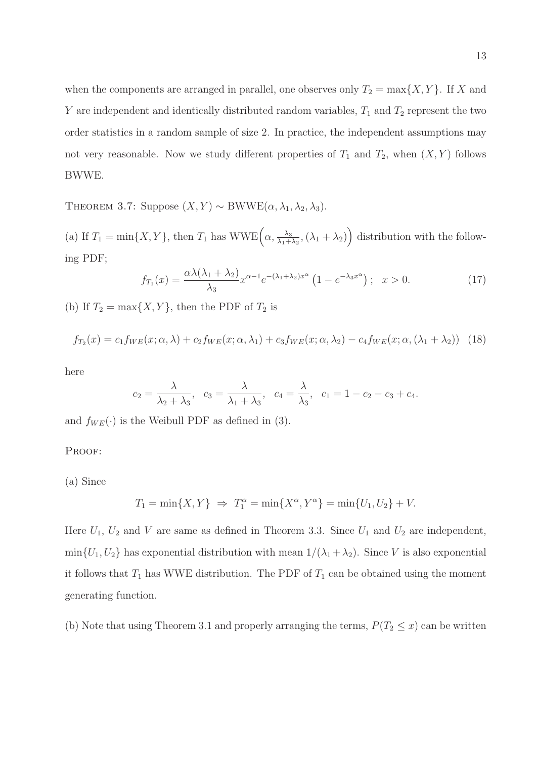when the components are arranged in parallel, one observes only $T_2 = \max\{X, Y\}$. If $X$ and $Y$ are independent and identically distributed random variables, $T_1$ and $T_2$ represent the two order statistics in a random sample of size 2. In practice, the independent assumptions may not very reasonable. Now we study different properties of $T_1$ and $T_2$, when $(X, Y)$ follows BWWE.

THEOREM 3.7: Suppose $(X, Y) \sim \text{BWWE}(\alpha, \lambda_1, \lambda_2, \lambda_3)$.

(a) If $T_1 = \min\{X, Y\}$, then $T_1$ has $\text{WWE}\Big(\alpha, \frac{\lambda_3}{\lambda_1+\lambda_2}, (\lambda_1 + \lambda_2)\Big)$ distribution with the following PDF;

$$f_{T_1}(x) = \frac{\alpha\lambda(\lambda_1 + \lambda_2)}{\lambda_3} x^{\alpha-1} e^{-(\lambda_1+\lambda_2)x^\alpha} \left(1 - e^{-\lambda_3 x^\alpha}\right); \quad x > 0. \tag{17}$$

(b) If $T_2 = \max\{X, Y\}$, then the PDF of $T_2$ is

$$f_{T_2}(x) = c_1 f_{WE}(x; \alpha, \lambda) + c_2 f_{WE}(x; \alpha, \lambda_1) + c_3 f_{WE}(x; \alpha, \lambda_2) - c_4 f_{WE}(x; \alpha, (\lambda_1 + \lambda_2)) \tag{18}$$

here

$$c_2 = \frac{\lambda}{\lambda_2 + \lambda_3}, \quad c_3 = \frac{\lambda}{\lambda_1 + \lambda_3}, \quad c_4 = \frac{\lambda}{\lambda_3}, \quad c_1 = 1 - c_2 - c_3 + c_4.$$

and $f_{WE}(\cdot)$ is the Weibull PDF as defined in (3).

PROOF:

(a) Since

$$T_1 = \min\{X, Y\} \;\Rightarrow\; T_1^\alpha = \min\{X^\alpha, Y^\alpha\} = \min\{U_1, U_2\} + V.$$

Here $U_1$, $U_2$ and $V$ are same as defined in Theorem 3.3. Since $U_1$ and $U_2$ are independent, $\min\{U_1, U_2\}$ has exponential distribution with mean $1/(\lambda_1 + \lambda_2)$. Since $V$ is also exponential it follows that $T_1$ has WWE distribution. The PDF of $T_1$ can be obtained using the moment generating function.

(b) Note that using Theorem 3.1 and properly arranging the terms, $P(T_2 \le x)$ can be written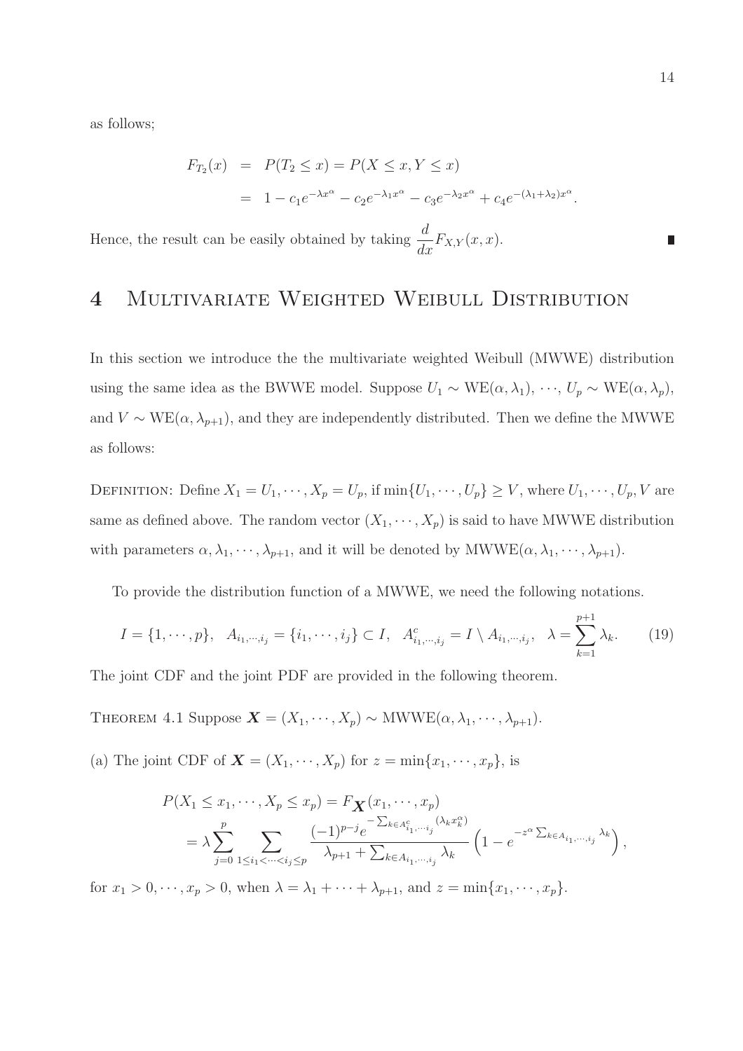as follows;

$$
\begin{aligned}
F_{T_2}(x) &= P(T_2 \leq x) = P(X \leq x, Y \leq x) \\
&= 1 - c_1 e^{-\lambda x^\alpha} - c_2 e^{-\lambda_1 x^\alpha} - c_3 e^{-\lambda_2 x^\alpha} + c_4 e^{-(\lambda_1+\lambda_2)x^\alpha}.
\end{aligned}
$$

Hence, the result can be easily obtained by taking $\frac{d}{dx} F_{X,Y}(x,x)$. ∎

# 4 Multivariate Weighted Weibull Distribution

In this section we introduce the the multivariate weighted Weibull (MWWE) distribution using the same idea as the BWWE model. Suppose $U_1 \sim \text{WE}(\alpha, \lambda_1)$, $\cdots$, $U_p \sim \text{WE}(\alpha, \lambda_p)$, and $V \sim \text{WE}(\alpha, \lambda_{p+1})$, and they are independently distributed. Then we define the MWWE as follows:

Definition: Define $X_1 = U_1, \cdots, X_p = U_p$, if $\min\{U_1, \cdots, U_p\} \geq V$, where $U_1, \cdots, U_p, V$ are same as defined above. The random vector $(X_1, \cdots, X_p)$ is said to have MWWE distribution with parameters $\alpha, \lambda_1, \cdots, \lambda_{p+1}$, and it will be denoted by $\text{MWWE}(\alpha, \lambda_1, \cdots, \lambda_{p+1})$.

To provide the distribution function of a MWWE, we need the following notations.

$$
I = \{1, \cdots, p\}, \quad A_{i_1,\cdots,i_j} = \{i_1, \cdots, i_j\} \subset I, \quad A^c_{i_1,\cdots,i_j} = I \setminus A_{i_1,\cdots,i_j}, \quad \lambda = \sum_{k=1}^{p+1} \lambda_k. \tag{19}
$$

The joint CDF and the joint PDF are provided in the following theorem.

Theorem 4.1 Suppose $\boldsymbol{X} = (X_1, \cdots, X_p) \sim \text{MWWE}(\alpha, \lambda_1, \cdots, \lambda_{p+1})$.

(a) The joint CDF of $\boldsymbol{X} = (X_1, \cdots, X_p)$ for $z = \min\{x_1, \cdots, x_p\}$, is

$$
\begin{aligned}
&P(X_1 \leq x_1, \cdots, X_p \leq x_p) = F_{\boldsymbol{X}}(x_1, \cdots, x_p) \\
&= \lambda \sum_{j=0}^{p} \sum_{1 \leq i_1 < \cdots < i_j \leq p} \frac{(-1)^{p-j} e^{-\sum_{k \in A^c_{i_1,\cdots,i_j}} (\lambda_k x_k^\alpha)}}{\lambda_{p+1} + \sum_{k \in A_{i_1,\cdots,i_j}} \lambda_k} \left(1 - e^{-z^\alpha \sum_{k \in A_{i_1,\cdots,i_j}} \lambda_k}\right),
\end{aligned}
$$

for $x_1 > 0, \cdots, x_p > 0$, when $\lambda = \lambda_1 + \cdots + \lambda_{p+1}$, and $z = \min\{x_1, \cdots, x_p\}$.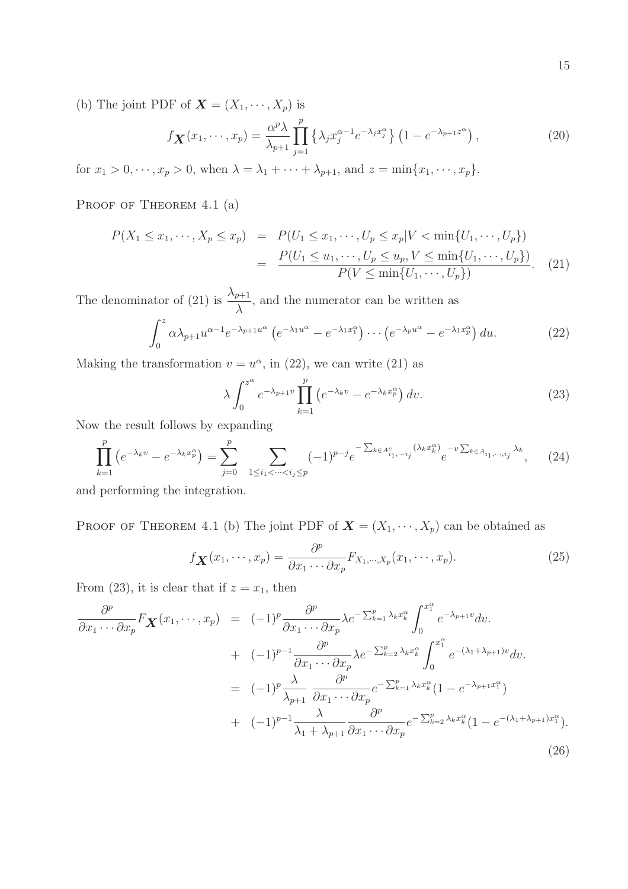(b) The joint PDF of $\boldsymbol{X} = (X_1, \cdots, X_p)$ is

$$f_{\boldsymbol{X}}(x_1, \cdots, x_p) = \frac{\alpha^p \lambda}{\lambda_{p+1}} \prod_{j=1}^{p} \left\{ \lambda_j x_j^{\alpha-1} e^{-\lambda_j x_j^\alpha} \right\} \left(1 - e^{-\lambda_{p+1} z^\alpha}\right), \tag{20}$$

for $x_1 > 0, \cdots, x_p > 0$, when $\lambda = \lambda_1 + \cdots + \lambda_{p+1}$, and $z = \min\{x_1, \cdots, x_p\}$.

PROOF OF THEOREM 4.1 (a)

$$\begin{aligned} P(X_1 \leq x_1, \cdots, X_p \leq x_p) &= P(U_1 \leq x_1, \cdots, U_p \leq x_p | V < \min\{U_1, \cdots, U_p\}) \\ &= \frac{P(U_1 \leq u_1, \cdots, U_p \leq u_p, V \leq \min\{U_1, \cdots, U_p\})}{P(V \leq \min\{U_1, \cdots, U_p\})}. \end{aligned} \tag{21}$$

The denominator of (21) is $\dfrac{\lambda_{p+1}}{\lambda}$, and the numerator can be written as

$$\int_0^z \alpha \lambda_{p+1} u^{\alpha-1} e^{-\lambda_{p+1} u^\alpha} \left(e^{-\lambda_1 u^\alpha} - e^{-\lambda_1 x_1^\alpha}\right) \cdots \left(e^{-\lambda_p u^\alpha} - e^{-\lambda_1 x_p^\alpha}\right) du. \tag{22}$$

Making the transformation $v = u^\alpha$, in (22), we can write (21) as

$$\lambda \int_0^{z^\alpha} e^{-\lambda_{p+1} v} \prod_{k=1}^{p} \left(e^{-\lambda_k v} - e^{-\lambda_k x_p^\alpha}\right) dv. \tag{23}$$

Now the result follows by expanding

$$\prod_{k=1}^{p} \left(e^{-\lambda_k v} - e^{-\lambda_k x_p^\alpha}\right) = \sum_{j=0}^{p} \sum_{1 \leq i_1 < \cdots < i_j \leq p} (-1)^{p-j} e^{-\sum_{k \in A^c_{i_1, \cdots, i_j}} (\lambda_k x_k^\alpha)} e^{-v \sum_{k \in A_{i_1, \cdots, i_j}} \lambda_k}, \tag{24}$$

and performing the integration.

PROOF OF THEOREM 4.1 (b) The joint PDF of $\boldsymbol{X} = (X_1, \cdots, X_p)$ can be obtained as

$$f_{\boldsymbol{X}}(x_1, \cdots, x_p) = \frac{\partial^p}{\partial x_1 \cdots \partial x_p} F_{X_1, \cdots, X_p}(x_1, \cdots, x_p). \tag{25}$$

From (23), it is clear that if $z = x_1$, then

$$\begin{aligned} \frac{\partial^p}{\partial x_1 \cdots \partial x_p} F_{\boldsymbol{X}}(x_1, \cdots, x_p) &= (-1)^p \frac{\partial^p}{\partial x_1 \cdots \partial x_p} \lambda e^{-\sum_{k=1}^p \lambda_k x_k^\alpha} \int_0^{x_1^\alpha} e^{-\lambda_{p+1} v} dv. \\ &+ (-1)^{p-1} \frac{\partial^p}{\partial x_1 \cdots \partial x_p} \lambda e^{-\sum_{k=2}^p \lambda_k x_k^\alpha} \int_0^{x_1^\alpha} e^{-(\lambda_1 + \lambda_{p+1}) v} dv. \\ &= (-1)^p \frac{\lambda}{\lambda_{p+1}} \frac{\partial^p}{\partial x_1 \cdots \partial x_p} e^{-\sum_{k=1}^p \lambda_k x_k^\alpha} (1 - e^{-\lambda_{p+1} x_1^\alpha}) \\ &+ (-1)^{p-1} \frac{\lambda}{\lambda_1 + \lambda_{p+1}} \frac{\partial^p}{\partial x_1 \cdots \partial x_p} e^{-\sum_{k=2}^p \lambda_k x_k^\alpha} (1 - e^{-(\lambda_1 + \lambda_{p+1}) x_1^\alpha}). \end{aligned} \tag{26}$$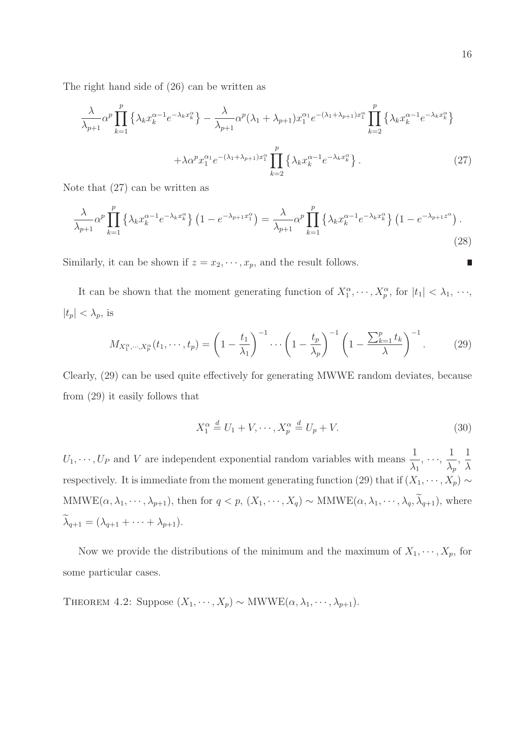The right hand side of (26) can be written as

$$\frac{\lambda}{\lambda_{p+1}}\alpha^p \prod_{k=1}^{p}\left\{\lambda_k x_k^{\alpha-1} e^{-\lambda_k x_k^{\alpha}}\right\} - \frac{\lambda}{\lambda_{p+1}}\alpha^p(\lambda_1+\lambda_{p+1}) x_1^{\alpha_1} e^{-(\lambda_1+\lambda_{p+1})x_1^{\alpha}} \prod_{k=2}^{p}\left\{\lambda_k x_k^{\alpha-1} e^{-\lambda_k x_k^{\alpha}}\right\}$$

$$+\lambda\alpha^p x_1^{\alpha_1} e^{-(\lambda_1+\lambda_{p+1})x_1^{\alpha}} \prod_{k=2}^{p}\left\{\lambda_k x_k^{\alpha-1} e^{-\lambda_k x_k^{\alpha}}\right\}. \tag{27}$$

Note that (27) can be written as

$$\frac{\lambda}{\lambda_{p+1}}\alpha^p \prod_{k=1}^{p}\left\{\lambda_k x_k^{\alpha-1} e^{-\lambda_k x_k^{\alpha}}\right\}\left(1-e^{-\lambda_{p+1}x_1^{\alpha}}\right) = \frac{\lambda}{\lambda_{p+1}}\alpha^p \prod_{k=1}^{p}\left\{\lambda_k x_k^{\alpha-1} e^{-\lambda_k x_k^{\alpha}}\right\}\left(1-e^{-\lambda_{p+1}z^{\alpha}}\right). \tag{28}$$

Similarly, it can be shown if $z = x_2, \cdots, x_p$, and the result follows. ∎

It can be shown that the moment generating function of $X_1^{\alpha}, \cdots, X_p^{\alpha}$, for $|t_1| < \lambda_1, \cdots, |t_p| < \lambda_p$, is

$$M_{X_1^{\alpha},\cdots,X_p^{\alpha}}(t_1,\cdots,t_p) = \left(1-\frac{t_1}{\lambda_1}\right)^{-1}\cdots\left(1-\frac{t_p}{\lambda_p}\right)^{-1}\left(1-\frac{\sum_{k=1}^{p} t_k}{\lambda}\right)^{-1}. \tag{29}$$

Clearly, (29) can be used quite effectively for generating MWWE random deviates, because from (29) it easily follows that

$$X_1^{\alpha} \stackrel{d}{=} U_1 + V, \cdots, X_p^{\alpha} \stackrel{d}{=} U_p + V. \tag{30}$$

$U_1, \cdots, U_P$ and $V$ are independent exponential random variables with means $\dfrac{1}{\lambda_1}, \cdots, \dfrac{1}{\lambda_p}, \dfrac{1}{\lambda}$ respectively. It is immediate from the moment generating function (29) that if $(X_1, \cdots, X_p) \sim$ MMWE$(\alpha, \lambda_1, \cdots, \lambda_{p+1})$, then for $q < p$, $(X_1, \cdots, X_q) \sim$ MMWE$(\alpha, \lambda_1, \cdots, \lambda_q, \widetilde{\lambda}_{q+1})$, where $\widetilde{\lambda}_{q+1} = (\lambda_{q+1} + \cdots + \lambda_{p+1})$.

Now we provide the distributions of the minimum and the maximum of $X_1, \cdots, X_p$, for some particular cases.

THEOREM 4.2: Suppose $(X_1, \cdots, X_p) \sim$ MWWE$(\alpha, \lambda_1, \cdots, \lambda_{p+1})$.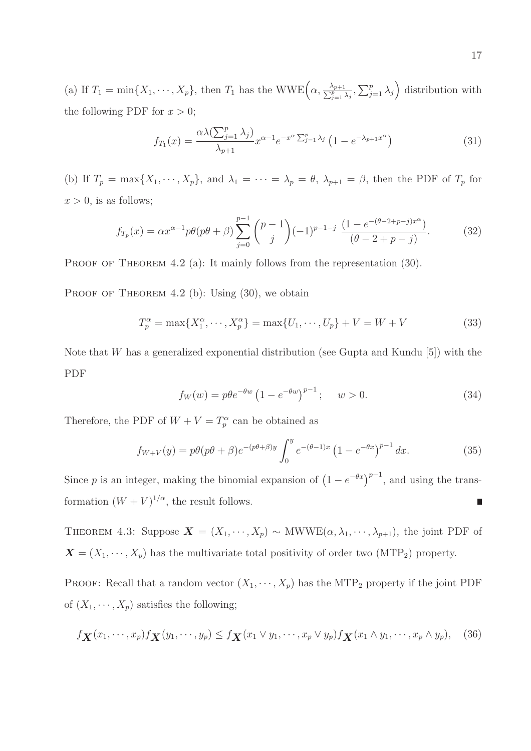(a) If $T_1 = \min\{X_1, \cdots, X_p\}$, then $T_1$ has the $\text{WWE}\Big(\alpha, \frac{\lambda_{p+1}}{\sum_{j=1}^{p}\lambda_j}, \sum_{j=1}^{p}\lambda_j\Big)$ distribution with the following PDF for $x > 0$;

$$f_{T_1}(x) = \frac{\alpha\lambda(\sum_{j=1}^{p}\lambda_j)}{\lambda_{p+1}} x^{\alpha-1} e^{-x^{\alpha}\sum_{j=1}^{p}\lambda_j}\left(1 - e^{-\lambda_{p+1}x^{\alpha}}\right) \tag{31}$$

(b) If $T_p = \max\{X_1, \cdots, X_p\}$, and $\lambda_1 = \cdots = \lambda_p = \theta$, $\lambda_{p+1} = \beta$, then the PDF of $T_p$ for $x > 0$, is as follows;

$$f_{T_p}(x) = \alpha x^{\alpha-1} p\theta(p\theta + \beta)\sum_{j=0}^{p-1}\binom{p-1}{j}(-1)^{p-1-j}\ \frac{(1 - e^{-(\theta-2+p-j)x^{\alpha}})}{(\theta - 2 + p - j)}. \tag{32}$$

Proof of Theorem 4.2 (a): It mainly follows from the representation (30).

Proof of Theorem 4.2 (b): Using (30), we obtain

$$T_p^{\alpha} = \max\{X_1^{\alpha}, \cdots, X_p^{\alpha}\} = \max\{U_1, \cdots, U_p\} + V = W + V \tag{33}$$

Note that $W$ has a generalized exponential distribution (see Gupta and Kundu [5]) with the PDF

$$f_W(w) = p\theta e^{-\theta w}\left(1 - e^{-\theta w}\right)^{p-1}; \quad w > 0. \tag{34}$$

Therefore, the PDF of $W + V = T_p^{\alpha}$ can be obtained as

$$f_{W+V}(y) = p\theta(p\theta + \beta)e^{-(p\theta+\beta)y}\int_0^y e^{-(\theta-1)x}\left(1 - e^{-\theta x}\right)^{p-1}dx. \tag{35}$$

Since $p$ is an integer, making the binomial expansion of $\left(1 - e^{-\theta x}\right)^{p-1}$, and using the transformation $(W + V)^{1/\alpha}$, the result follows. ∎

Theorem 4.3: Suppose $\boldsymbol{X} = (X_1, \cdots, X_p) \sim \text{MWWE}(\alpha, \lambda_1, \cdots, \lambda_{p+1})$, the joint PDF of $\boldsymbol{X} = (X_1, \cdots, X_p)$ has the multivariate total positivity of order two ($\text{MTP}_2$) property.

Proof: Recall that a random vector $(X_1, \cdots, X_p)$ has the $\text{MTP}_2$ property if the joint PDF of $(X_1, \cdots, X_p)$ satisfies the following;

$$f_{\boldsymbol{X}}(x_1, \cdots, x_p)f_{\boldsymbol{X}}(y_1, \cdots, y_p) \le f_{\boldsymbol{X}}(x_1 \vee y_1, \cdots, x_p \vee y_p)f_{\boldsymbol{X}}(x_1 \wedge y_1, \cdots, x_p \wedge y_p), \tag{36}$$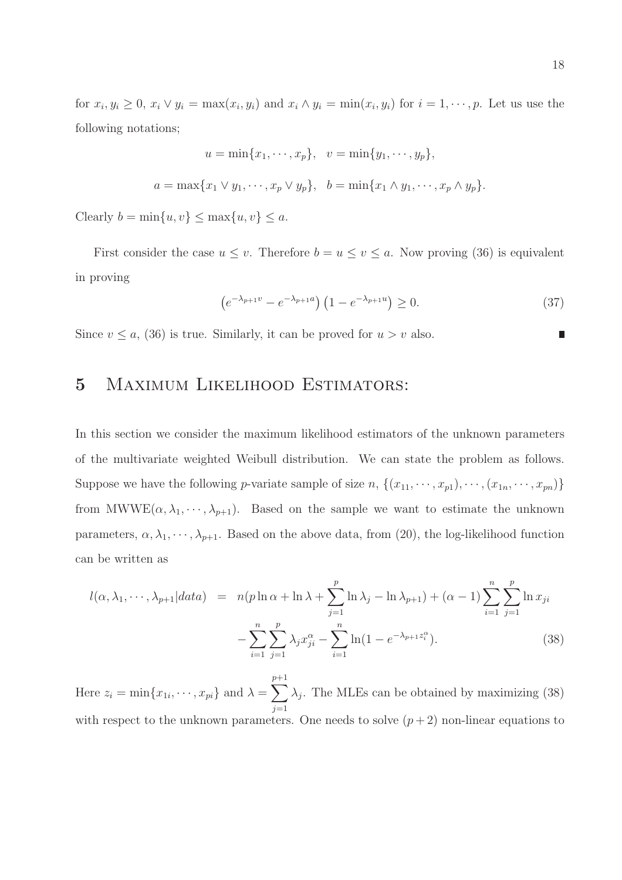for $x_i, y_i \geq 0$, $x_i \vee y_i = \max(x_i, y_i)$ and $x_i \wedge y_i = \min(x_i, y_i)$ for $i = 1, \cdots, p$. Let us use the following notations;

$$u = \min\{x_1, \cdots, x_p\}, \quad v = \min\{y_1, \cdots, y_p\},$$

$$a = \max\{x_1 \vee y_1, \cdots, x_p \vee y_p\}, \quad b = \min\{x_1 \wedge y_1, \cdots, x_p \wedge y_p\}.$$

Clearly $b = \min\{u, v\} \leq \max\{u, v\} \leq a$.

First consider the case $u \leq v$. Therefore $b = u \leq v \leq a$. Now proving (36) is equivalent in proving

$$\left(e^{-\lambda_{p+1}v} - e^{-\lambda_{p+1}a}\right)\left(1 - e^{-\lambda_{p+1}u}\right) \geq 0. \tag{37}$$

Since $v \leq a$, (36) is true. Similarly, it can be proved for $u > v$ also. ∎

## 5 Maximum Likelihood Estimators:

In this section we consider the maximum likelihood estimators of the unknown parameters of the multivariate weighted Weibull distribution. We can state the problem as follows. Suppose we have the following $p$-variate sample of size $n$, $\{(x_{11}, \cdots, x_{p1}), \cdots, (x_{1n}, \cdots, x_{pn})\}$ from MWWE$(\alpha, \lambda_1, \cdots, \lambda_{p+1})$. Based on the sample we want to estimate the unknown parameters, $\alpha, \lambda_1, \cdots, \lambda_{p+1}$. Based on the above data, from (20), the log-likelihood function can be written as

$$\begin{aligned} l(\alpha, \lambda_1, \cdots, \lambda_{p+1}|data) &= n(p \ln \alpha + \ln \lambda + \sum_{j=1}^{p} \ln \lambda_j - \ln \lambda_{p+1}) + (\alpha - 1) \sum_{i=1}^{n} \sum_{j=1}^{p} \ln x_{ji} \\ &\quad - \sum_{i=1}^{n} \sum_{j=1}^{p} \lambda_j x_{ji}^{\alpha} - \sum_{i=1}^{n} \ln(1 - e^{-\lambda_{p+1} z_i^{\alpha}}). \end{aligned} \tag{38}$$

Here $z_i = \min\{x_{1i}, \cdots, x_{pi}\}$ and $\lambda = \sum_{j=1}^{p+1} \lambda_j$. The MLEs can be obtained by maximizing (38) with respect to the unknown parameters. One needs to solve $(p + 2)$ non-linear equations to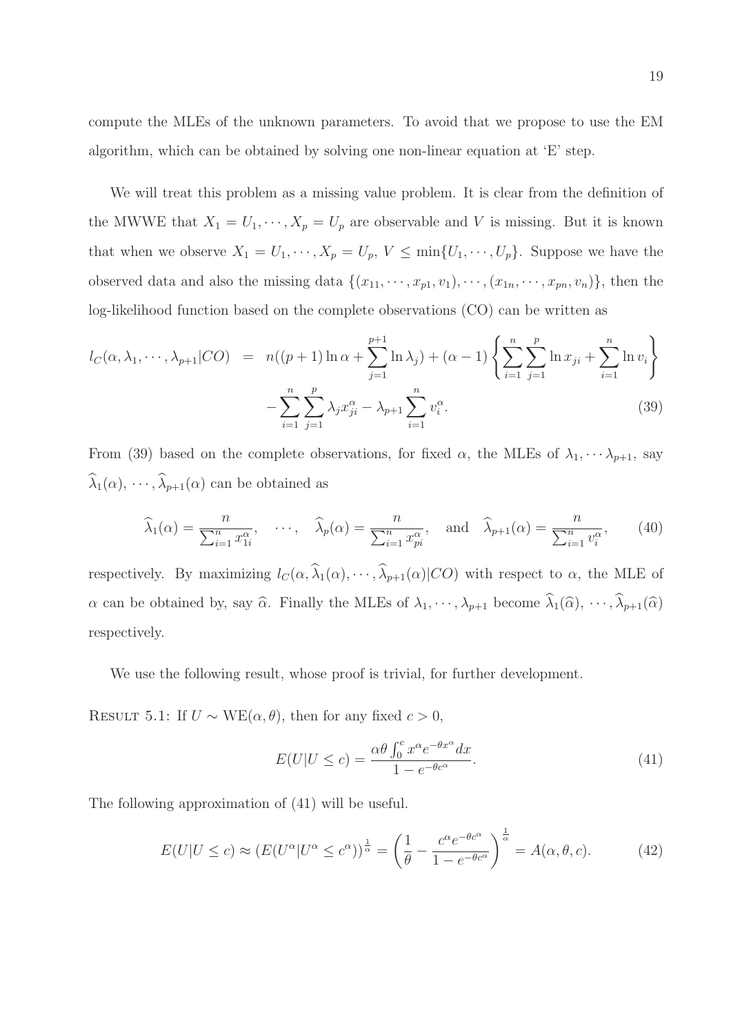compute the MLEs of the unknown parameters. To avoid that we propose to use the EM algorithm, which can be obtained by solving one non-linear equation at 'E' step.

We will treat this problem as a missing value problem. It is clear from the definition of the MWWE that $X_1 = U_1, \cdots, X_p = U_p$ are observable and $V$ is missing. But it is known that when we observe $X_1 = U_1, \cdots, X_p = U_p$, $V \leq \min\{U_1, \cdots, U_p\}$. Suppose we have the observed data and also the missing data $\{(x_{11}, \cdots, x_{p1}, v_1), \cdots, (x_{1n}, \cdots, x_{pn}, v_n)\}$, then the log-likelihood function based on the complete observations (CO) can be written as

$$
\begin{aligned}
l_C(\alpha, \lambda_1, \cdots, \lambda_{p+1}|CO) &= n((p+1)\ln \alpha + \sum_{j=1}^{p+1} \ln \lambda_j) + (\alpha - 1)\left\{ \sum_{i=1}^{n} \sum_{j=1}^{p} \ln x_{ji} + \sum_{i=1}^{n} \ln v_i \right\} \\
&\quad - \sum_{i=1}^{n} \sum_{j=1}^{p} \lambda_j x_{ji}^{\alpha} - \lambda_{p+1} \sum_{i=1}^{n} v_i^{\alpha}. \qquad (39)
\end{aligned}
$$

From (39) based on the complete observations, for fixed $\alpha$, the MLEs of $\lambda_1, \cdots \lambda_{p+1}$, say $\widehat{\lambda}_1(\alpha), \cdots, \widehat{\lambda}_{p+1}(\alpha)$ can be obtained as

$$
\widehat{\lambda}_1(\alpha) = \frac{n}{\sum_{i=1}^{n} x_{1i}^{\alpha}}, \quad \cdots, \quad \widehat{\lambda}_p(\alpha) = \frac{n}{\sum_{i=1}^{n} x_{pi}^{\alpha}}, \quad \text{and} \quad \widehat{\lambda}_{p+1}(\alpha) = \frac{n}{\sum_{i=1}^{n} v_i^{\alpha}}, \qquad (40)
$$

respectively. By maximizing $l_C(\alpha, \widehat{\lambda}_1(\alpha), \cdots, \widehat{\lambda}_{p+1}(\alpha)|CO)$ with respect to $\alpha$, the MLE of $\alpha$ can be obtained by, say $\widehat{\alpha}$. Finally the MLEs of $\lambda_1, \cdots, \lambda_{p+1}$ become $\widehat{\lambda}_1(\widehat{\alpha}), \cdots, \widehat{\lambda}_{p+1}(\widehat{\alpha})$ respectively.

We use the following result, whose proof is trivial, for further development.

Result 5.1: If $U \sim \text{WE}(\alpha, \theta)$, then for any fixed $c > 0$,

$$
E(U|U \leq c) = \frac{\alpha\theta \int_0^c x^{\alpha} e^{-\theta x^{\alpha}} dx}{1 - e^{-\theta c^{\alpha}}}. \qquad (41)
$$

The following approximation of (41) will be useful.

$$
E(U|U \leq c) \approx (E(U^{\alpha}|U^{\alpha} \leq c^{\alpha}))^{\frac{1}{\alpha}} = \left( \frac{1}{\theta} - \frac{c^{\alpha} e^{-\theta c^{\alpha}}}{1 - e^{-\theta c^{\alpha}}} \right)^{\frac{1}{\alpha}} = A(\alpha, \theta, c). \qquad (42)
$$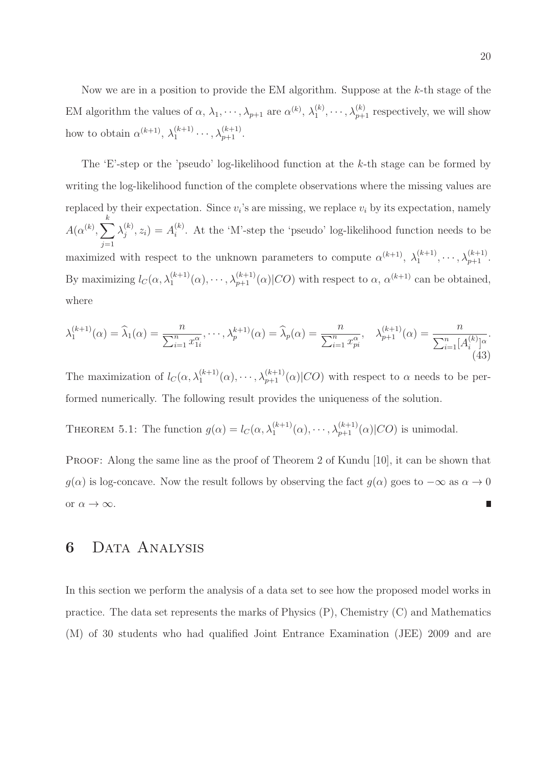Now we are in a position to provide the EM algorithm. Suppose at the $k$-th stage of the EM algorithm the values of $\alpha$, $\lambda_1, \cdots, \lambda_{p+1}$ are $\alpha^{(k)}$, $\lambda_1^{(k)}, \cdots, \lambda_{p+1}^{(k)}$ respectively, we will show how to obtain $\alpha^{(k+1)}$, $\lambda_1^{(k+1)} \cdots, \lambda_{p+1}^{(k+1)}$.

The 'E'-step or the 'pseudo' log-likelihood function at the $k$-th stage can be formed by writing the log-likelihood function of the complete observations where the missing values are replaced by their expectation. Since $v_i$'s are missing, we replace $v_i$ by its expectation, namely $A(\alpha^{(k)}, \sum_{j=1}^{k} \lambda_j^{(k)}, z_i) = A_i^{(k)}$. At the 'M'-step the 'pseudo' log-likelihood function needs to be maximized with respect to the unknown parameters to compute $\alpha^{(k+1)}$, $\lambda_1^{(k+1)}, \cdots, \lambda_{p+1}^{(k+1)}$. By maximizing $l_C(\alpha, \lambda_1^{(k+1)}(\alpha), \cdots, \lambda_{p+1}^{(k+1)}(\alpha)|CO)$ with respect to $\alpha$, $\alpha^{(k+1)}$ can be obtained, where

$$\lambda_1^{(k+1)}(\alpha) = \widehat{\lambda}_1(\alpha) = \frac{n}{\sum_{i=1}^n x_{1i}^{\alpha}}, \cdots, \lambda_p^{k+1)}(\alpha) = \widehat{\lambda}_p(\alpha) = \frac{n}{\sum_{i=1}^n x_{pi}^{\alpha}}, \quad \lambda_{p+1}^{(k+1)}(\alpha) = \frac{n}{\sum_{i=1}^n [A_i^{(k)}]^{\alpha}}. \tag{43}$$

The maximization of $l_C(\alpha, \lambda_1^{(k+1)}(\alpha), \cdots, \lambda_{p+1}^{(k+1)}(\alpha)|CO)$ with respect to $\alpha$ needs to be performed numerically. The following result provides the uniqueness of the solution.

THEOREM 5.1: The function $g(\alpha) = l_C(\alpha, \lambda_1^{(k+1)}(\alpha), \cdots, \lambda_{p+1}^{(k+1)}(\alpha)|CO)$ is unimodal.

PROOF: Along the same line as the proof of Theorem 2 of Kundu [10], it can be shown that $g(\alpha)$ is log-concave. Now the result follows by observing the fact $g(\alpha)$ goes to $-\infty$ as $\alpha \to 0$ or $\alpha \to \infty$. ■

# 6 Data Analysis

In this section we perform the analysis of a data set to see how the proposed model works in practice. The data set represents the marks of Physics (P), Chemistry (C) and Mathematics (M) of 30 students who had qualified Joint Entrance Examination (JEE) 2009 and are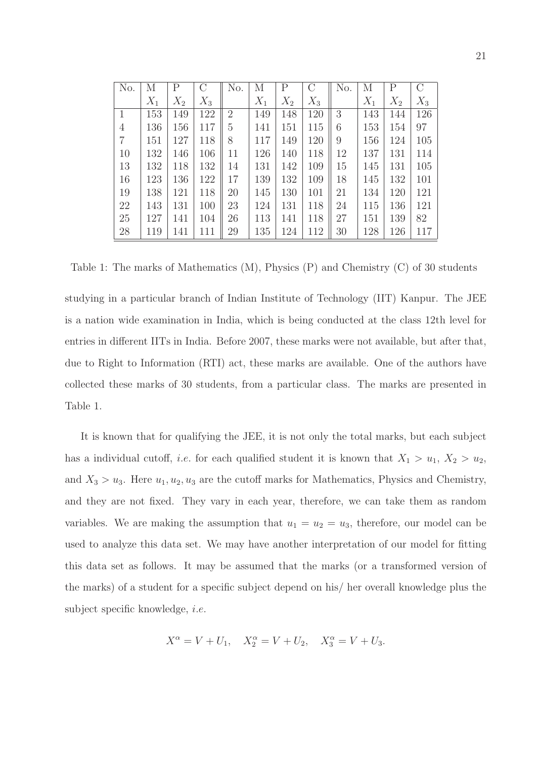| No. | M | P | C | No. | M | P | C | No. | M | P | C |
|---|---|---|---|---|---|---|---|---|---|---|---|
| | $X_1$ | $X_2$ | $X_3$ | | $X_1$ | $X_2$ | $X_3$ | | $X_1$ | $X_2$ | $X_3$ |
| 1 | 153 | 149 | 122 | 2 | 149 | 148 | 120 | 3 | 143 | 144 | 126 |
| 4 | 136 | 156 | 117 | 5 | 141 | 151 | 115 | 6 | 153 | 154 | 97 |
| 7 | 151 | 127 | 118 | 8 | 117 | 149 | 120 | 9 | 156 | 124 | 105 |
| 10 | 132 | 146 | 106 | 11 | 126 | 140 | 118 | 12 | 137 | 131 | 114 |
| 13 | 132 | 118 | 132 | 14 | 131 | 142 | 109 | 15 | 145 | 131 | 105 |
| 16 | 123 | 136 | 122 | 17 | 139 | 132 | 109 | 18 | 145 | 132 | 101 |
| 19 | 138 | 121 | 118 | 20 | 145 | 130 | 101 | 21 | 134 | 120 | 121 |
| 22 | 143 | 131 | 100 | 23 | 124 | 131 | 118 | 24 | 115 | 136 | 121 |
| 25 | 127 | 141 | 104 | 26 | 113 | 141 | 118 | 27 | 151 | 139 | 82 |
| 28 | 119 | 141 | 111 | 29 | 135 | 124 | 112 | 30 | 128 | 126 | 117 |

Table 1: The marks of Mathematics (M), Physics (P) and Chemistry (C) of 30 students

studying in a particular branch of Indian Institute of Technology (IIT) Kanpur. The JEE is a nation wide examination in India, which is being conducted at the class 12th level for entries in different IITs in India. Before 2007, these marks were not available, but after that, due to Right to Information (RTI) act, these marks are available. One of the authors have collected these marks of 30 students, from a particular class. The marks are presented in Table 1.

It is known that for qualifying the JEE, it is not only the total marks, but each subject has a individual cutoff, *i.e.* for each qualified student it is known that $X_1 > u_1$, $X_2 > u_2$, and $X_3 > u_3$. Here $u_1, u_2, u_3$ are the cutoff marks for Mathematics, Physics and Chemistry, and they are not fixed. They vary in each year, therefore, we can take them as random variables. We are making the assumption that $u_1 = u_2 = u_3$, therefore, our model can be used to analyze this data set. We may have another interpretation of our model for fitting this data set as follows. It may be assumed that the marks (or a transformed version of the marks) of a student for a specific subject depend on his/ her overall knowledge plus the subject specific knowledge, *i.e.*

$$X^{\alpha} = V + U_1, \quad X_2^{\alpha} = V + U_2, \quad X_3^{\alpha} = V + U_3.$$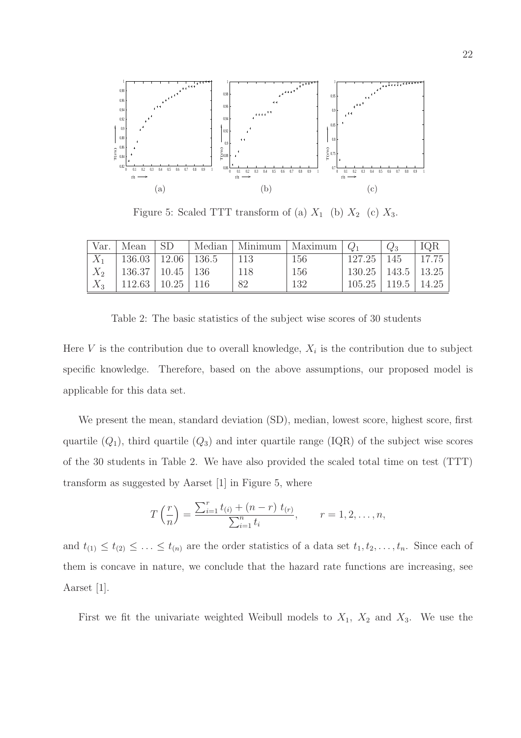Figure 5: Scaled TTT transform of (a) $X_1$ (b) $X_2$ (c) $X_3$.

| Var. | Mean | SD | Median | Minimum | Maximum | $Q_1$ | $Q_3$ | IQR |
|---|---|---|---|---|---|---|---|---|
| $X_1$ | 136.03 | 12.06 | 136.5 | 113 | 156 | 127.25 | 145 | 17.75 |
| $X_2$ | 136.37 | 10.45 | 136 | 118 | 156 | 130.25 | 143.5 | 13.25 |
| $X_3$ | 112.63 | 10.25 | 116 | 82 | 132 | 105.25 | 119.5 | 14.25 |

Table 2: The basic statistics of the subject wise scores of 30 students

Here $V$ is the contribution due to overall knowledge, $X_i$ is the contribution due to subject specific knowledge. Therefore, based on the above assumptions, our proposed model is applicable for this data set.

We present the mean, standard deviation (SD), median, lowest score, highest score, first quartile ($Q_1$), third quartile ($Q_3$) and inter quartile range (IQR) of the subject wise scores of the 30 students in Table 2. We have also provided the scaled total time on test (TTT) transform as suggested by Aarset [1] in Figure 5, where

$$T\left(\frac{r}{n}\right) = \frac{\sum_{i=1}^{r} t_{(i)} + (n-r)\, t_{(r)}}{\sum_{i=1}^{n} t_i}, \qquad r = 1, 2, \ldots, n,$$

and $t_{(1)} \leq t_{(2)} \leq \ldots \leq t_{(n)}$ are the order statistics of a data set $t_1, t_2, \ldots, t_n$. Since each of them is concave in nature, we conclude that the hazard rate functions are increasing, see Aarset [1].

First we fit the univariate weighted Weibull models to $X_1$, $X_2$ and $X_3$. We use the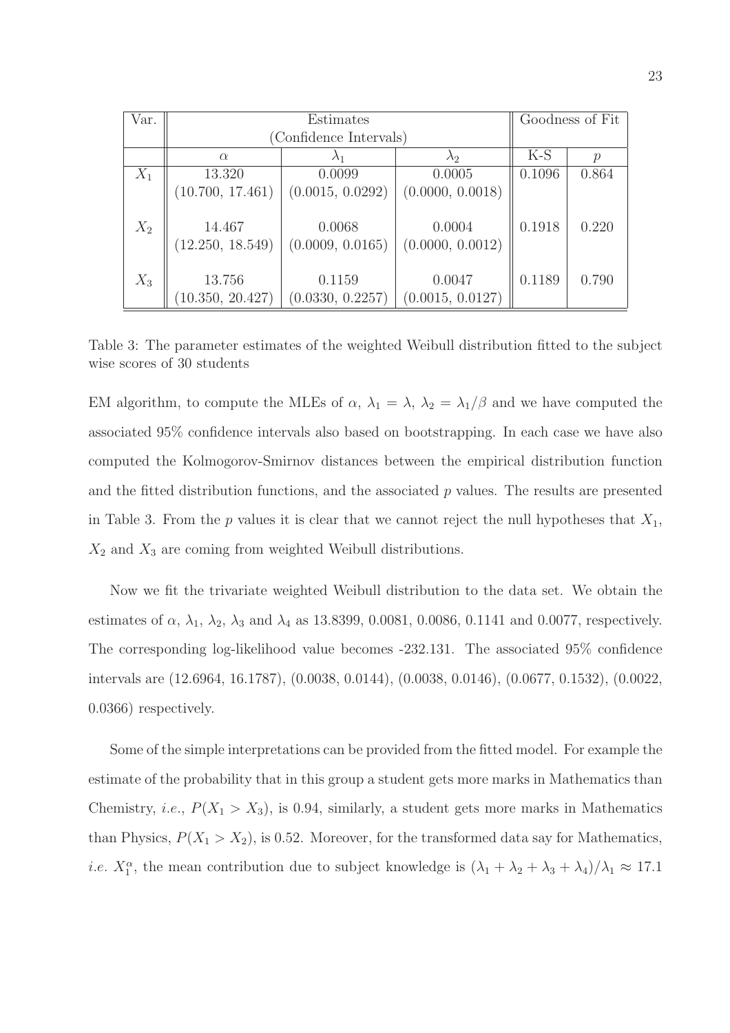| Var. | Estimates (Confidence Intervals) | | | Goodness of Fit | |
|---|---|---|---|---|---|
| | $\alpha$ | $\lambda_1$ | $\lambda_2$ | K-S | $p$ |
| $X_1$ | 13.320 (10.700, 17.461) | 0.0099 (0.0015, 0.0292) | 0.0005 (0.0000, 0.0018) | 0.1096 | 0.864 |
| $X_2$ | 14.467 (12.250, 18.549) | 0.0068 (0.0009, 0.0165) | 0.0004 (0.0000, 0.0012) | 0.1918 | 0.220 |
| $X_3$ | 13.756 (10.350, 20.427) | 0.1159 (0.0330, 0.2257) | 0.0047 (0.0015, 0.0127) | 0.1189 | 0.790 |

Table 3: The parameter estimates of the weighted Weibull distribution fitted to the subject wise scores of 30 students

EM algorithm, to compute the MLEs of $\alpha$, $\lambda_1 = \lambda$, $\lambda_2 = \lambda_1/\beta$ and we have computed the associated 95% confidence intervals also based on bootstrapping. In each case we have also computed the Kolmogorov-Smirnov distances between the empirical distribution function and the fitted distribution functions, and the associated $p$ values. The results are presented in Table 3. From the $p$ values it is clear that we cannot reject the null hypotheses that $X_1$, $X_2$ and $X_3$ are coming from weighted Weibull distributions.

Now we fit the trivariate weighted Weibull distribution to the data set. We obtain the estimates of $\alpha$, $\lambda_1$, $\lambda_2$, $\lambda_3$ and $\lambda_4$ as 13.8399, 0.0081, 0.0086, 0.1141 and 0.0077, respectively. The corresponding log-likelihood value becomes -232.131. The associated 95% confidence intervals are (12.6964, 16.1787), (0.0038, 0.0144), (0.0038, 0.0146), (0.0677, 0.1532), (0.0022, 0.0366) respectively.

Some of the simple interpretations can be provided from the fitted model. For example the estimate of the probability that in this group a student gets more marks in Mathematics than Chemistry, *i.e.*, $P(X_1 > X_3)$, is 0.94, similarly, a student gets more marks in Mathematics than Physics, $P(X_1 > X_2)$, is 0.52. Moreover, for the transformed data say for Mathematics, *i.e.* $X_1^{\alpha}$, the mean contribution due to subject knowledge is $(\lambda_1 + \lambda_2 + \lambda_3 + \lambda_4)/\lambda_1 \approx 17.1$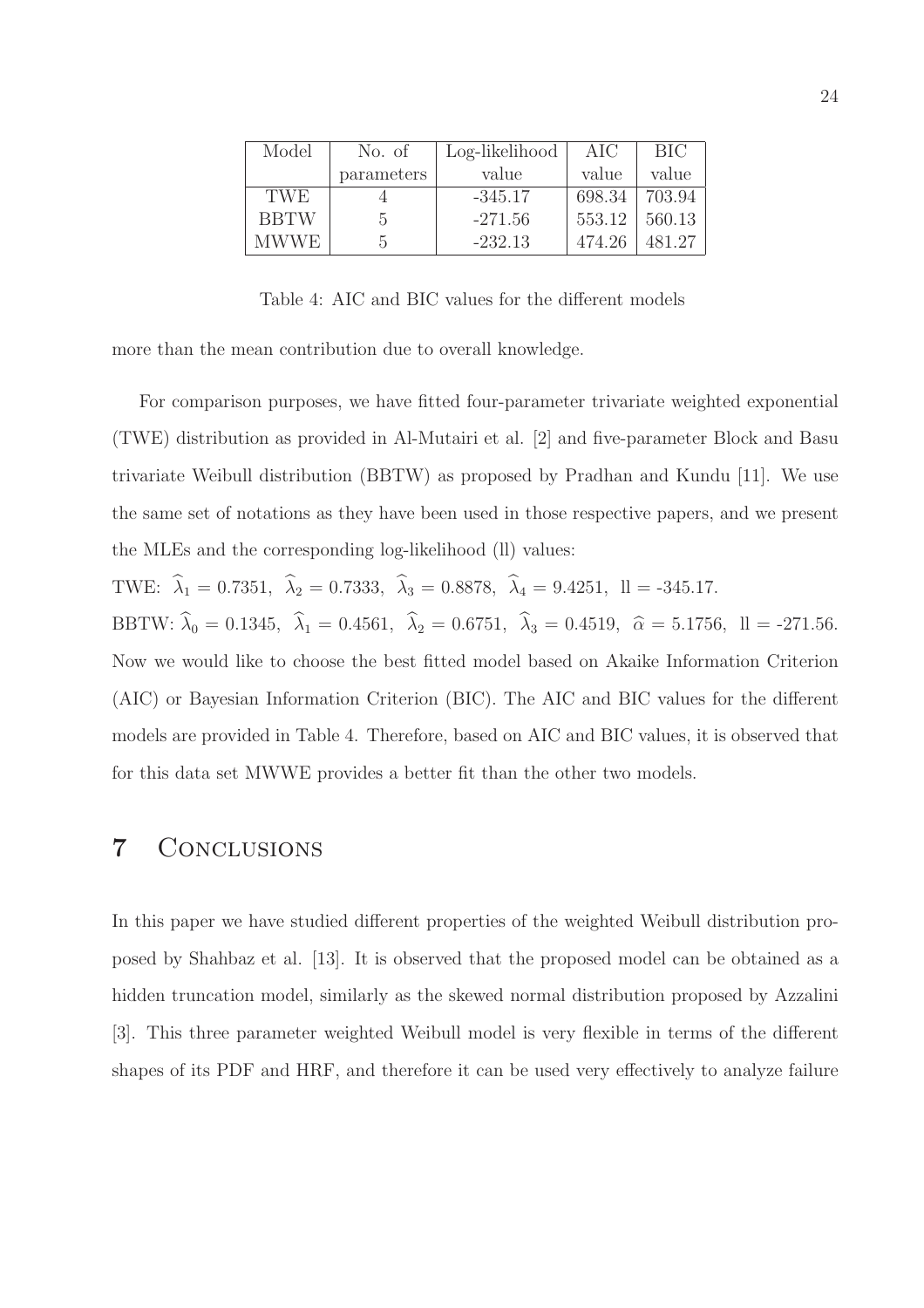| Model | No. of parameters | Log-likelihood value | AIC value | BIC value |
|---|---|---|---|---|
| TWE | 4 | -345.17 | 698.34 | 703.94 |
| BBTW | 5 | -271.56 | 553.12 | 560.13 |
| MWWE | 5 | -232.13 | 474.26 | 481.27 |

Table 4: AIC and BIC values for the different models

more than the mean contribution due to overall knowledge.

For comparison purposes, we have fitted four-parameter trivariate weighted exponential (TWE) distribution as provided in Al-Mutairi et al. [2] and five-parameter Block and Basu trivariate Weibull distribution (BBTW) as proposed by Pradhan and Kundu [11]. We use the same set of notations as they have been used in those respective papers, and we present the MLEs and the corresponding log-likelihood (ll) values:

TWE: $\widehat{\lambda}_1 = 0.7351$, $\widehat{\lambda}_2 = 0.7333$, $\widehat{\lambda}_3 = 0.8878$, $\widehat{\lambda}_4 = 9.4251$, ll = -345.17.

BBTW: $\widehat{\lambda}_0 = 0.1345$, $\widehat{\lambda}_1 = 0.4561$, $\widehat{\lambda}_2 = 0.6751$, $\widehat{\lambda}_3 = 0.4519$, $\widehat{\alpha} = 5.1756$, ll = -271.56.

Now we would like to choose the best fitted model based on Akaike Information Criterion (AIC) or Bayesian Information Criterion (BIC). The AIC and BIC values for the different models are provided in Table 4. Therefore, based on AIC and BIC values, it is observed that for this data set MWWE provides a better fit than the other two models.

# 7 Conclusions

In this paper we have studied different properties of the weighted Weibull distribution proposed by Shahbaz et al. [13]. It is observed that the proposed model can be obtained as a hidden truncation model, similarly as the skewed normal distribution proposed by Azzalini [3]. This three parameter weighted Weibull model is very flexible in terms of the different shapes of its PDF and HRF, and therefore it can be used very effectively to analyze failure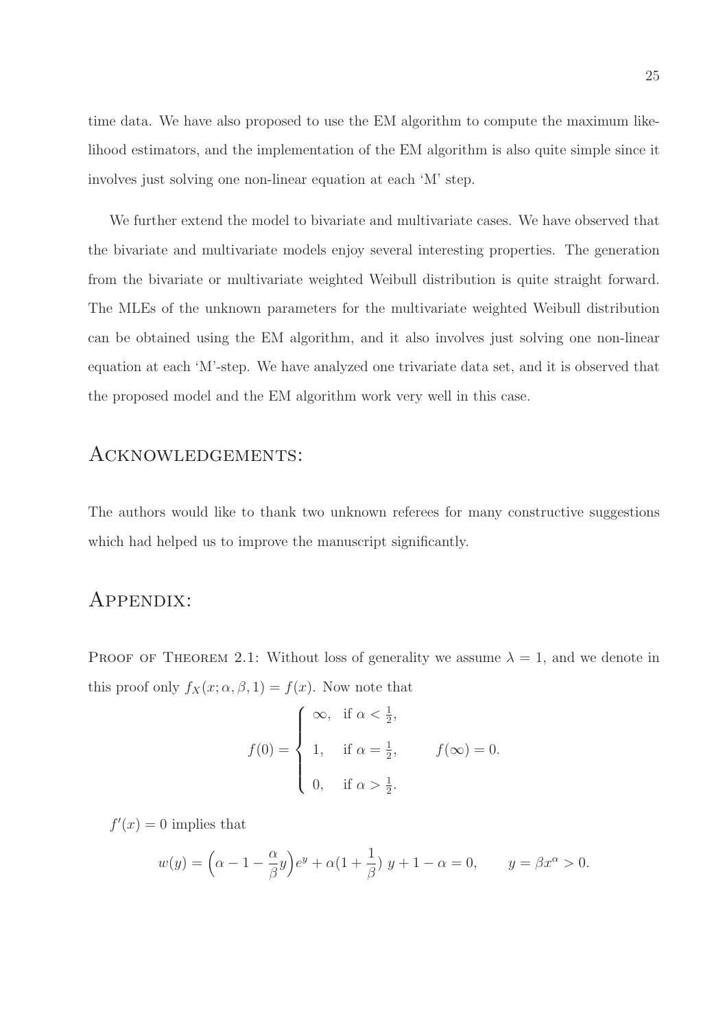time data. We have also proposed to use the EM algorithm to compute the maximum likelihood estimators, and the implementation of the EM algorithm is also quite simple since it involves just solving one non-linear equation at each 'M' step.

We further extend the model to bivariate and multivariate cases. We have observed that the bivariate and multivariate models enjoy several interesting properties. The generation from the bivariate or multivariate weighted Weibull distribution is quite straight forward. The MLEs of the unknown parameters for the multivariate weighted Weibull distribution can be obtained using the EM algorithm, and it also involves just solving one non-linear equation at each 'M'-step. We have analyzed one trivariate data set, and it is observed that the proposed model and the EM algorithm work very well in this case.

## Acknowledgements:

The authors would like to thank two unknown referees for many constructive suggestions which had helped us to improve the manuscript significantly.

## Appendix:

Proof of Theorem 2.1: Without loss of generality we assume $\lambda = 1$, and we denote in this proof only $f_X(x; \alpha, \beta, 1) = f(x)$. Now note that

$$f(0) = \begin{cases} \infty, & \text{if } \alpha < \frac{1}{2}, \\ 1, & \text{if } \alpha = \frac{1}{2}, \\ 0, & \text{if } \alpha > \frac{1}{2}. \end{cases} \qquad f(\infty) = 0.$$

$f'(x) = 0$ implies that

$$w(y) = \left(\alpha - 1 - \frac{\alpha}{\beta} y\right) e^y + \alpha\left(1 + \frac{1}{\beta}\right) y + 1 - \alpha = 0, \qquad y = \beta x^{\alpha} > 0.$$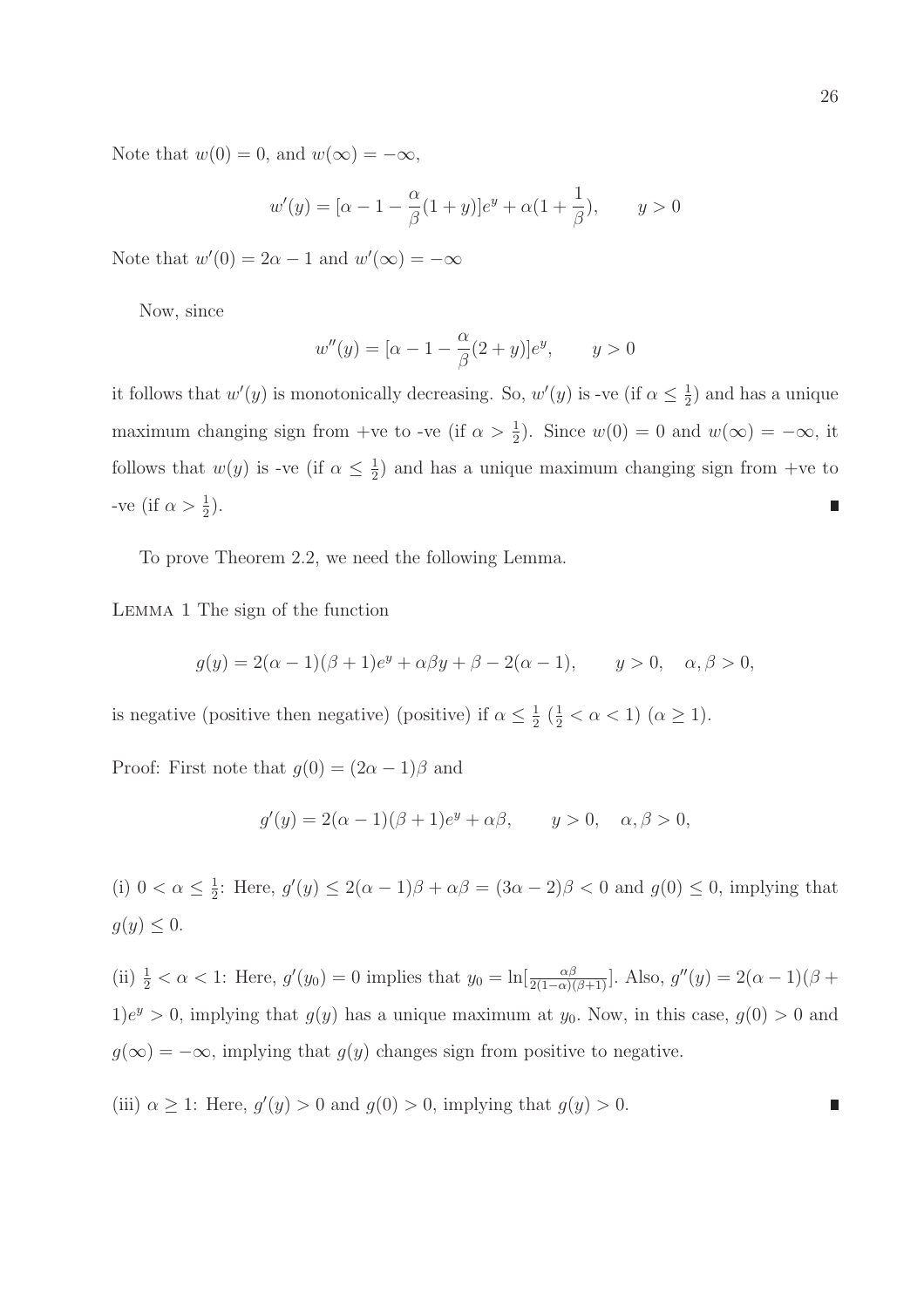Note that $w(0) = 0$, and $w(\infty) = -\infty$,

$$w'(y) = [\alpha - 1 - \frac{\alpha}{\beta}(1+y)]e^y + \alpha(1 + \frac{1}{\beta}), \qquad y > 0$$

Note that $w'(0) = 2\alpha - 1$ and $w'(\infty) = -\infty$

Now, since

$$w''(y) = [\alpha - 1 - \frac{\alpha}{\beta}(2+y)]e^y, \qquad y > 0$$

it follows that $w'(y)$ is monotonically decreasing. So, $w'(y)$ is -ve (if $\alpha \leq \frac{1}{2}$) and has a unique maximum changing sign from +ve to -ve (if $\alpha > \frac{1}{2}$). Since $w(0) = 0$ and $w(\infty) = -\infty$, it follows that $w(y)$ is -ve (if $\alpha \leq \frac{1}{2}$) and has a unique maximum changing sign from +ve to -ve (if $\alpha > \frac{1}{2}$). ∎

To prove Theorem 2.2, we need the following Lemma.

Lemma 1 The sign of the function

$$g(y) = 2(\alpha - 1)(\beta + 1)e^y + \alpha\beta y + \beta - 2(\alpha - 1), \qquad y > 0, \quad \alpha, \beta > 0,$$

is negative (positive then negative) (positive) if $\alpha \leq \frac{1}{2}$ ($\frac{1}{2} < \alpha < 1$) ($\alpha \geq 1$).

Proof: First note that $g(0) = (2\alpha - 1)\beta$ and

$$g'(y) = 2(\alpha - 1)(\beta + 1)e^y + \alpha\beta, \qquad y > 0, \quad \alpha, \beta > 0,$$

(i) $0 < \alpha \leq \frac{1}{2}$: Here, $g'(y) \leq 2(\alpha - 1)\beta + \alpha\beta = (3\alpha - 2)\beta < 0$ and $g(0) \leq 0$, implying that $g(y) \leq 0$.

(ii) $\frac{1}{2} < \alpha < 1$: Here, $g'(y_0) = 0$ implies that $y_0 = \ln[\frac{\alpha\beta}{2(1-\alpha)(\beta+1)}]$. Also, $g''(y) = 2(\alpha - 1)(\beta + 1)e^y > 0$, implying that $g(y)$ has a unique maximum at $y_0$. Now, in this case, $g(0) > 0$ and $g(\infty) = -\infty$, implying that $g(y)$ changes sign from positive to negative.

(iii) $\alpha \geq 1$: Here, $g'(y) > 0$ and $g(0) > 0$, implying that $g(y) > 0$. ∎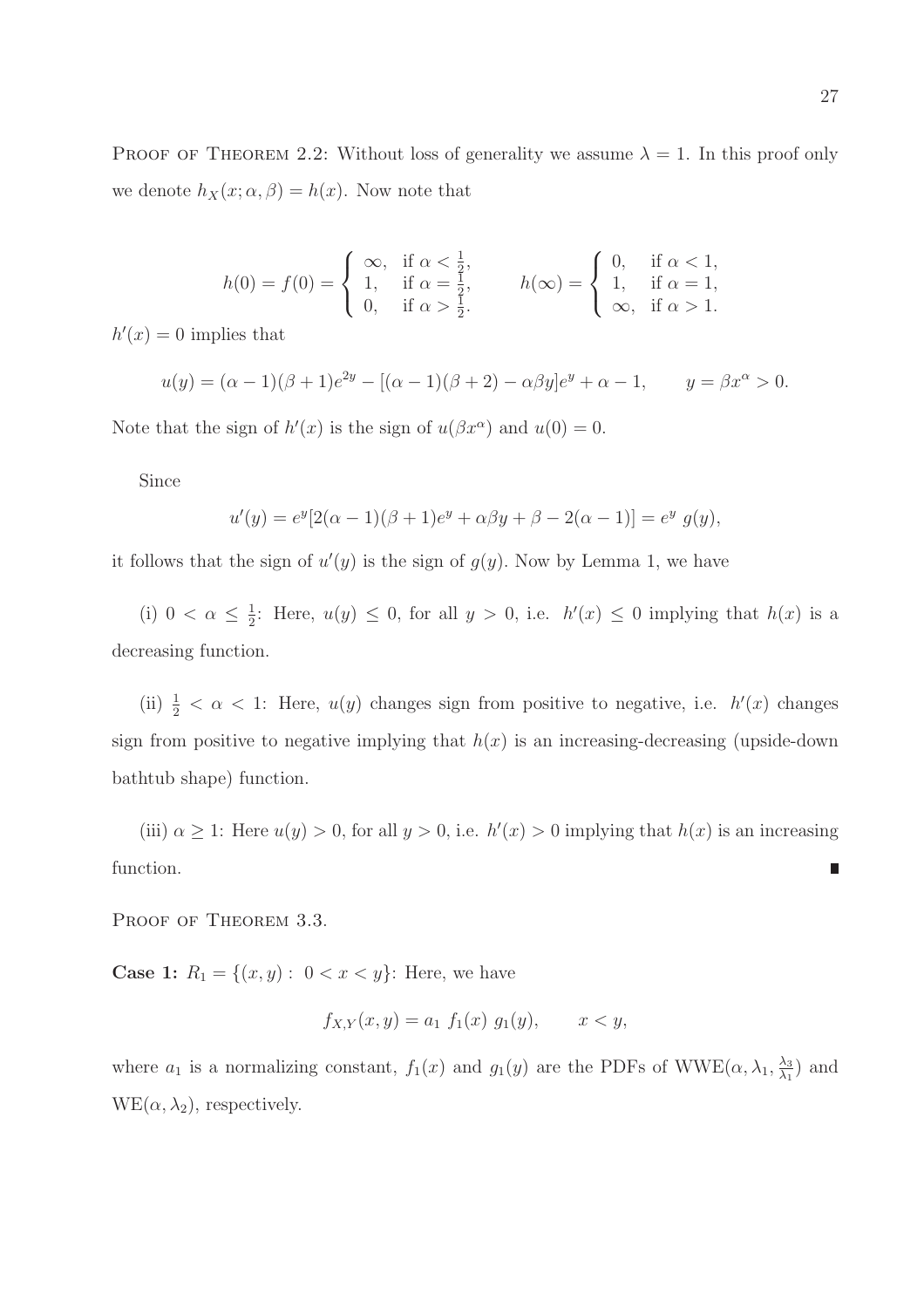PROOF OF THEOREM 2.2: Without loss of generality we assume $\lambda = 1$. In this proof only we denote $h_X(x;\alpha,\beta) = h(x)$. Now note that

$$h(0) = f(0) = \begin{cases} \infty, & \text{if } \alpha < \frac{1}{2}, \\ 1, & \text{if } \alpha = \frac{1}{2}, \\ 0, & \text{if } \alpha > \frac{1}{2}. \end{cases} \qquad h(\infty) = \begin{cases} 0, & \text{if } \alpha < 1, \\ 1, & \text{if } \alpha = 1, \\ \infty, & \text{if } \alpha > 1. \end{cases}$$

$h'(x) = 0$ implies that

$$u(y) = (\alpha-1)(\beta+1)e^{2y} - [(\alpha-1)(\beta+2) - \alpha\beta y]e^{y} + \alpha - 1, \qquad y = \beta x^{\alpha} > 0.$$

Note that the sign of $h'(x)$ is the sign of $u(\beta x^{\alpha})$ and $u(0) = 0$.

Since

$$u'(y) = e^{y}[2(\alpha-1)(\beta+1)e^{y} + \alpha\beta y + \beta - 2(\alpha-1)] = e^{y}\ g(y),$$

it follows that the sign of $u'(y)$ is the sign of $g(y)$. Now by Lemma 1, we have

(i) $0 < \alpha \le \frac{1}{2}$: Here, $u(y) \le 0$, for all $y > 0$, i.e. $h'(x) \le 0$ implying that $h(x)$ is a decreasing function.

(ii) $\frac{1}{2} < \alpha < 1$: Here, $u(y)$ changes sign from positive to negative, i.e. $h'(x)$ changes sign from positive to negative implying that $h(x)$ is an increasing-decreasing (upside-down bathtub shape) function.

(iii) $\alpha \ge 1$: Here $u(y) > 0$, for all $y > 0$, i.e. $h'(x) > 0$ implying that $h(x)$ is an increasing function. ∎

PROOF OF THEOREM 3.3.

**Case 1:** $R_1 = \{(x,y):\ 0 < x < y\}$: Here, we have

$$f_{X,Y}(x,y) = a_1\ f_1(x)\ g_1(y), \qquad x < y,$$

where $a_1$ is a normalizing constant, $f_1(x)$ and $g_1(y)$ are the PDFs of $\text{WWE}(\alpha, \lambda_1, \frac{\lambda_3}{\lambda_1})$ and $\text{WE}(\alpha, \lambda_2)$, respectively.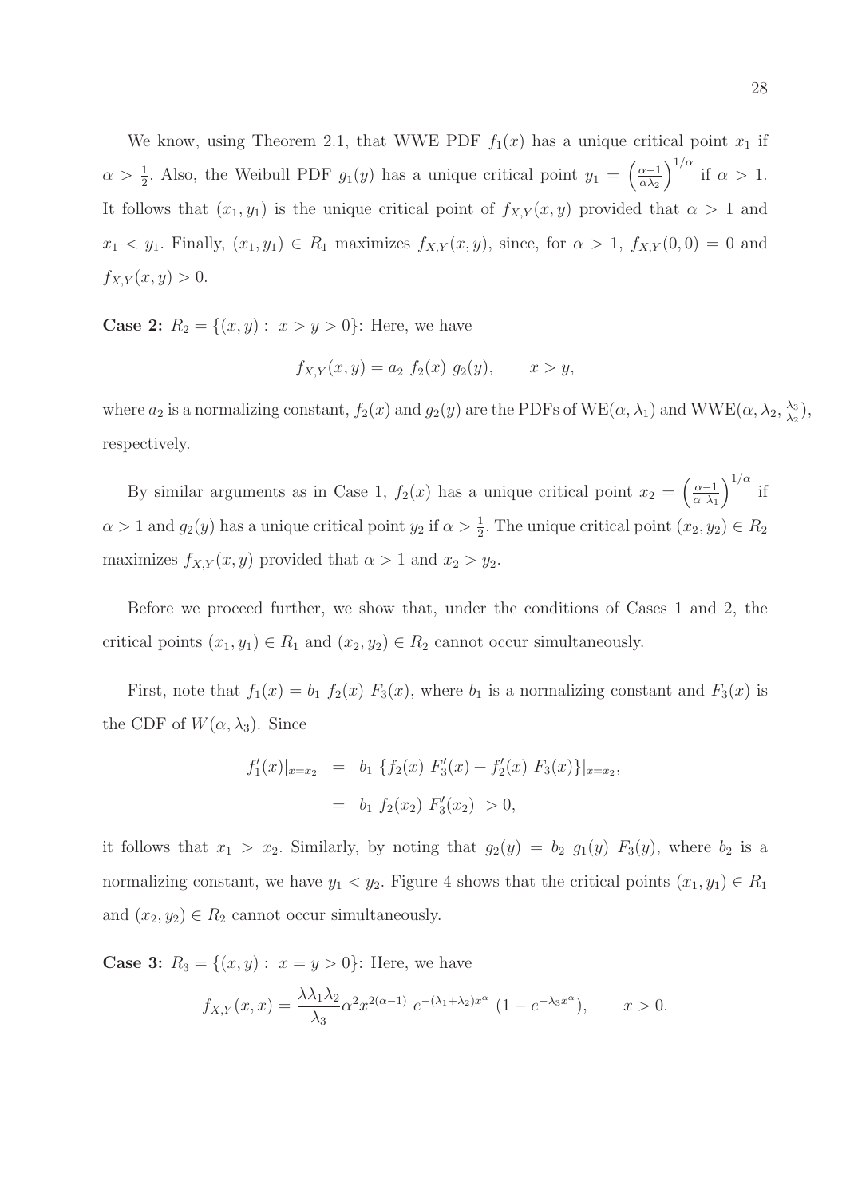We know, using Theorem 2.1, that WWE PDF $f_1(x)$ has a unique critical point $x_1$ if $\alpha > \frac{1}{2}$. Also, the Weibull PDF $g_1(y)$ has a unique critical point $y_1 = \left(\frac{\alpha-1}{\alpha\lambda_2}\right)^{1/\alpha}$ if $\alpha > 1$. It follows that $(x_1, y_1)$ is the unique critical point of $f_{X,Y}(x,y)$ provided that $\alpha > 1$ and $x_1 < y_1$. Finally, $(x_1, y_1) \in R_1$ maximizes $f_{X,Y}(x,y)$, since, for $\alpha > 1$, $f_{X,Y}(0,0) = 0$ and $f_{X,Y}(x,y) > 0$.

**Case 2:** $R_2 = \{(x,y): \ x > y > 0\}$: Here, we have

$$f_{X,Y}(x,y) = a_2 \ f_2(x) \ g_2(y), \qquad x > y,$$

where $a_2$ is a normalizing constant, $f_2(x)$ and $g_2(y)$ are the PDFs of $\text{WE}(\alpha, \lambda_1)$ and $\text{WWE}(\alpha, \lambda_2, \frac{\lambda_3}{\lambda_2})$, respectively.

By similar arguments as in Case 1, $f_2(x)$ has a unique critical point $x_2 = \left(\frac{\alpha-1}{\alpha\ \lambda_1}\right)^{1/\alpha}$ if $\alpha > 1$ and $g_2(y)$ has a unique critical point $y_2$ if $\alpha > \frac{1}{2}$. The unique critical point $(x_2, y_2) \in R_2$ maximizes $f_{X,Y}(x,y)$ provided that $\alpha > 1$ and $x_2 > y_2$.

Before we proceed further, we show that, under the conditions of Cases 1 and 2, the critical points $(x_1, y_1) \in R_1$ and $(x_2, y_2) \in R_2$ cannot occur simultaneously.

First, note that $f_1(x) = b_1 \ f_2(x) \ F_3(x)$, where $b_1$ is a normalizing constant and $F_3(x)$ is the CDF of $W(\alpha, \lambda_3)$. Since

$$\begin{aligned} f_1'(x)|_{x=x_2} &= b_1 \ \{f_2(x) \ F_3'(x) + f_2'(x) \ F_3(x)\}|_{x=x_2}, \\ &= b_1 \ f_2(x_2) \ F_3'(x_2) \ > 0, \end{aligned}$$

it follows that $x_1 > x_2$. Similarly, by noting that $g_2(y) = b_2 \ g_1(y) \ F_3(y)$, where $b_2$ is a normalizing constant, we have $y_1 < y_2$. Figure 4 shows that the critical points $(x_1, y_1) \in R_1$ and $(x_2, y_2) \in R_2$ cannot occur simultaneously.

**Case 3:** $R_3 = \{(x,y): \ x = y > 0\}$: Here, we have

$$f_{X,Y}(x,x) = \frac{\lambda\lambda_1\lambda_2}{\lambda_3}\alpha^2 x^{2(\alpha-1)} \ e^{-(\lambda_1+\lambda_2)x^\alpha} \ (1 - e^{-\lambda_3 x^\alpha}), \qquad x > 0.$$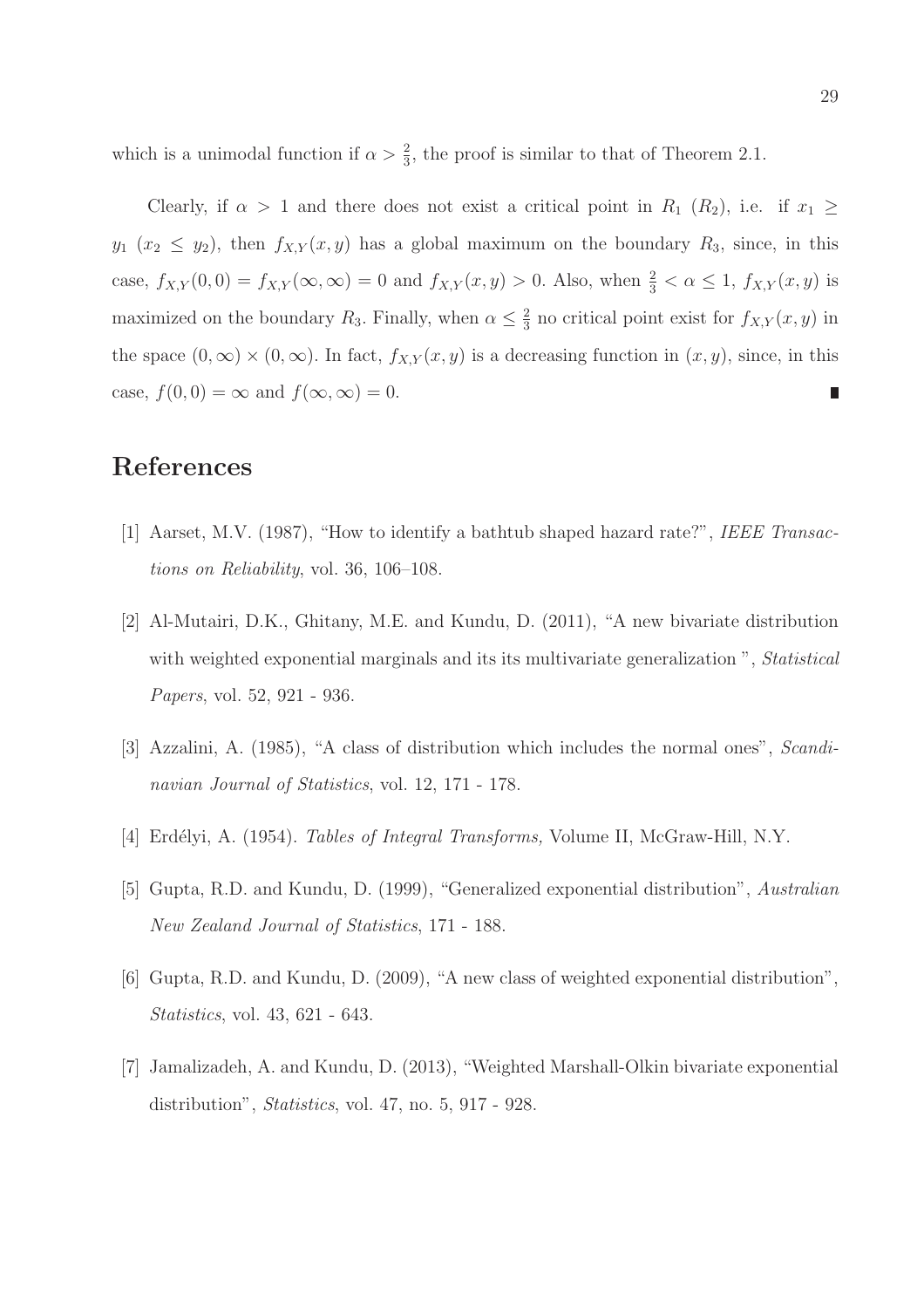which is a unimodal function if $\alpha > \frac{2}{3}$, the proof is similar to that of Theorem 2.1.

Clearly, if $\alpha > 1$ and there does not exist a critical point in $R_1$ ($R_2$), i.e. if $x_1 \geq y_1$ ($x_2 \leq y_2$), then $f_{X,Y}(x, y)$ has a global maximum on the boundary $R_3$, since, in this case, $f_{X,Y}(0, 0) = f_{X,Y}(\infty, \infty) = 0$ and $f_{X,Y}(x, y) > 0$. Also, when $\frac{2}{3} < \alpha \leq 1$, $f_{X,Y}(x, y)$ is maximized on the boundary $R_3$. Finally, when $\alpha \leq \frac{2}{3}$ no critical point exist for $f_{X,Y}(x, y)$ in the space $(0, \infty) \times (0, \infty)$. In fact, $f_{X,Y}(x, y)$ is a decreasing function in $(x, y)$, since, in this case, $f(0, 0) = \infty$ and $f(\infty, \infty) = 0$. ∎

# References

[1] Aarset, M.V. (1987), "How to identify a bathtub shaped hazard rate?", *IEEE Transactions on Reliability*, vol. 36, 106–108.

[2] Al-Mutairi, D.K., Ghitany, M.E. and Kundu, D. (2011), "A new bivariate distribution with weighted exponential marginals and its its multivariate generalization ", *Statistical Papers*, vol. 52, 921 - 936.

[3] Azzalini, A. (1985), "A class of distribution which includes the normal ones", *Scandinavian Journal of Statistics*, vol. 12, 171 - 178.

[4] Erdélyi, A. (1954). *Tables of Integral Transforms,* Volume II, McGraw-Hill, N.Y.

[5] Gupta, R.D. and Kundu, D. (1999), "Generalized exponential distribution", *Australian New Zealand Journal of Statistics*, 171 - 188.

[6] Gupta, R.D. and Kundu, D. (2009), "A new class of weighted exponential distribution", *Statistics*, vol. 43, 621 - 643.

[7] Jamalizadeh, A. and Kundu, D. (2013), "Weighted Marshall-Olkin bivariate exponential distribution", *Statistics*, vol. 47, no. 5, 917 - 928.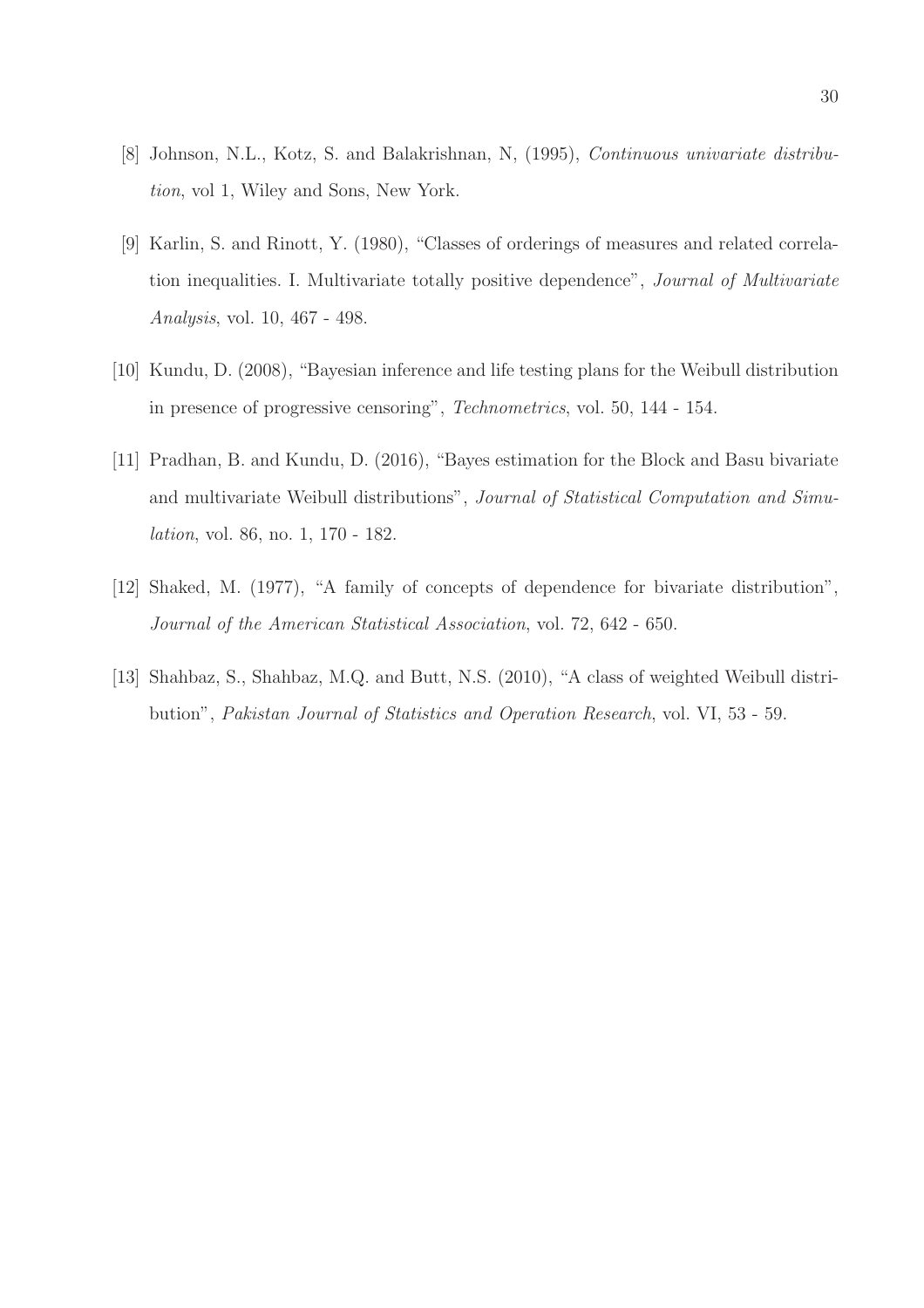[8] Johnson, N.L., Kotz, S. and Balakrishnan, N, (1995), *Continuous univariate distribution*, vol 1, Wiley and Sons, New York.

[9] Karlin, S. and Rinott, Y. (1980), "Classes of orderings of measures and related correlation inequalities. I. Multivariate totally positive dependence", *Journal of Multivariate Analysis*, vol. 10, 467 - 498.

[10] Kundu, D. (2008), "Bayesian inference and life testing plans for the Weibull distribution in presence of progressive censoring", *Technometrics*, vol. 50, 144 - 154.

[11] Pradhan, B. and Kundu, D. (2016), "Bayes estimation for the Block and Basu bivariate and multivariate Weibull distributions", *Journal of Statistical Computation and Simulation*, vol. 86, no. 1, 170 - 182.

[12] Shaked, M. (1977), "A family of concepts of dependence for bivariate distribution", *Journal of the American Statistical Association*, vol. 72, 642 - 650.

[13] Shahbaz, S., Shahbaz, M.Q. and Butt, N.S. (2010), "A class of weighted Weibull distribution", *Pakistan Journal of Statistics and Operation Research*, vol. VI, 53 - 59.